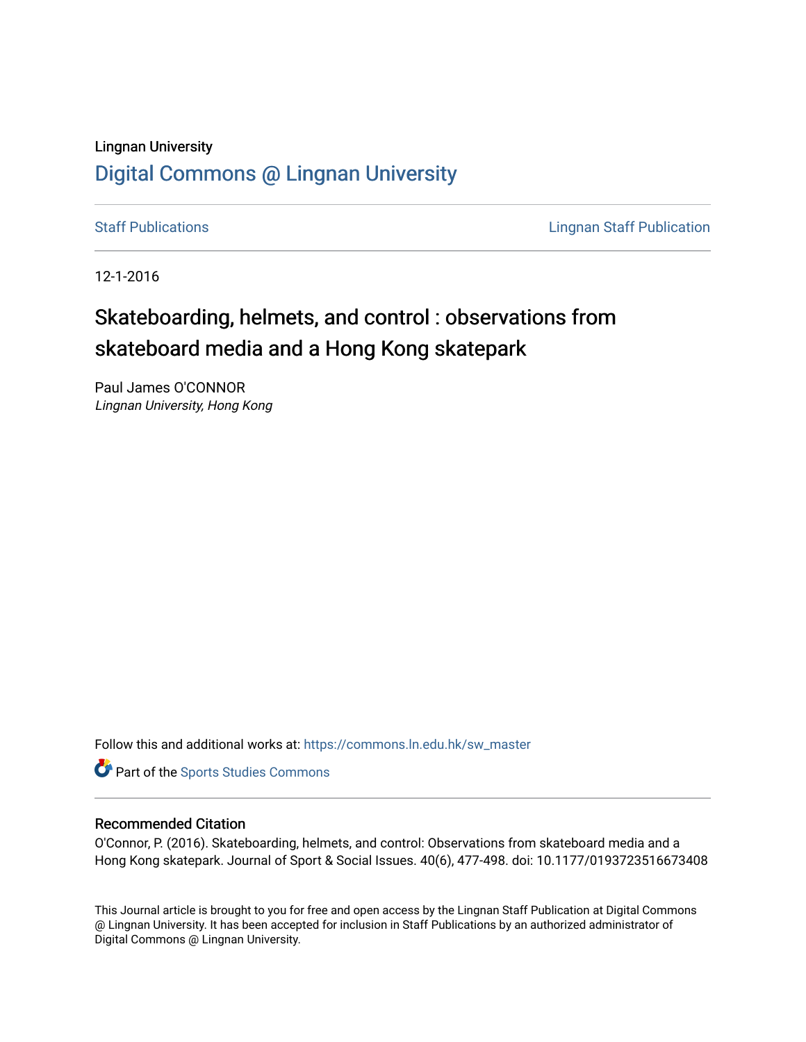Lingnan University

# Digital Commons @ Lingnan University

Staff Publications | Lingnan Staff Publication

12-1-2016

## Skateboarding, helmets, and control : observations from skateboard media and a Hong Kong skatepark

Paul James O'CONNOR
*Lingnan University, Hong Kong*

Follow this and additional works at: https://commons.ln.edu.hk/sw_master

Part of the Sports Studies Commons

### Recommended Citation

O'Connor, P. (2016). Skateboarding, helmets, and control: Observations from skateboard media and a Hong Kong skatepark. Journal of Sport & Social Issues. 40(6), 477-498. doi: 10.1177/0193723516673408

This Journal article is brought to you for free and open access by the Lingnan Staff Publication at Digital Commons @ Lingnan University. It has been accepted for inclusion in Staff Publications by an authorized administrator of Digital Commons @ Lingnan University.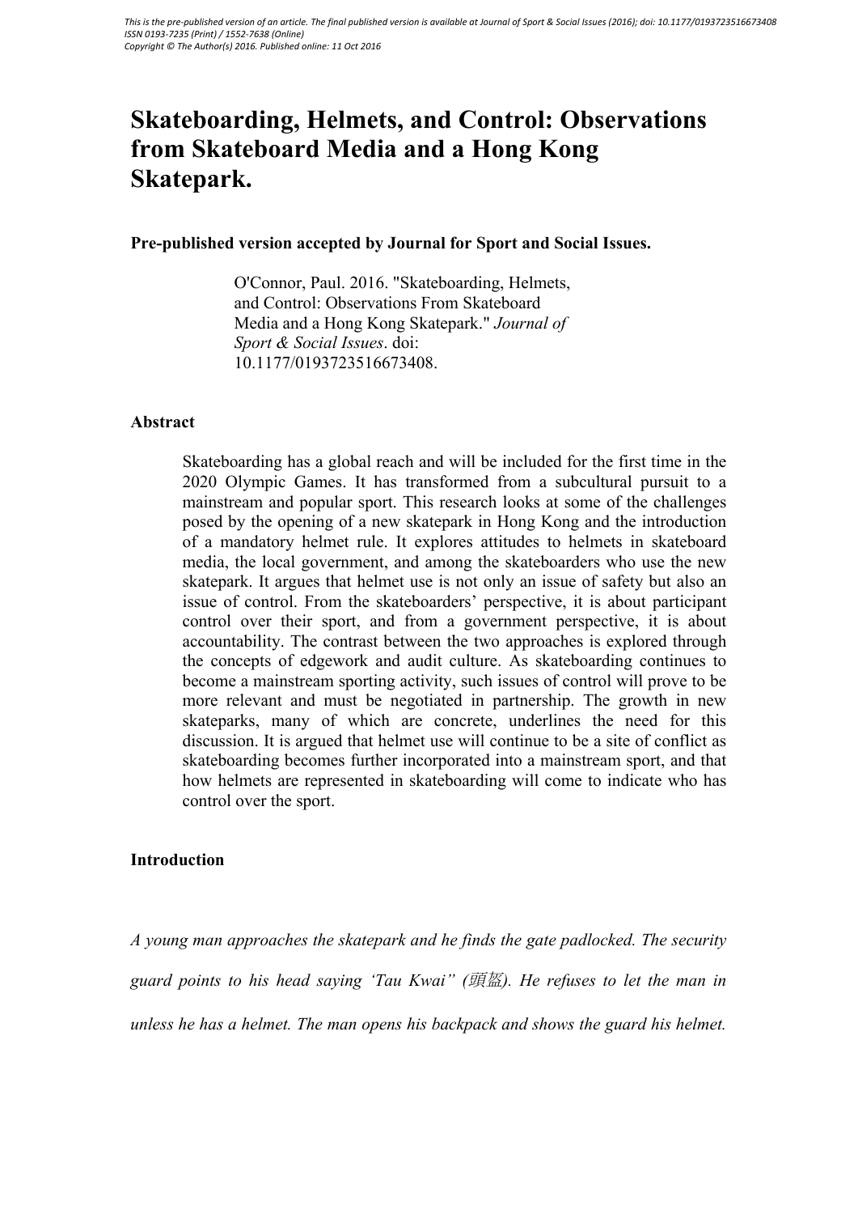# Skateboarding, Helmets, and Control: Observations from Skateboard Media and a Hong Kong Skatepark.

**Pre-published version accepted by Journal for Sport and Social Issues.**

> O'Connor, Paul. 2016. "Skateboarding, Helmets, and Control: Observations From Skateboard Media and a Hong Kong Skatepark." *Journal of Sport & Social Issues*. doi: 10.1177/0193723516673408.

## Abstract

> Skateboarding has a global reach and will be included for the first time in the 2020 Olympic Games. It has transformed from a subcultural pursuit to a mainstream and popular sport. This research looks at some of the challenges posed by the opening of a new skatepark in Hong Kong and the introduction of a mandatory helmet rule. It explores attitudes to helmets in skateboard media, the local government, and among the skateboarders who use the new skatepark. It argues that helmet use is not only an issue of safety but also an issue of control. From the skateboarders' perspective, it is about participant control over their sport, and from a government perspective, it is about accountability. The contrast between the two approaches is explored through the concepts of edgework and audit culture. As skateboarding continues to become a mainstream sporting activity, such issues of control will prove to be more relevant and must be negotiated in partnership. The growth in new skateparks, many of which are concrete, underlines the need for this discussion. It is argued that helmet use will continue to be a site of conflict as skateboarding becomes further incorporated into a mainstream sport, and that how helmets are represented in skateboarding will come to indicate who has control over the sport.

## Introduction

*A young man approaches the skatepark and he finds the gate padlocked. The security guard points to his head saying 'Tau Kwai" (頭盔). He refuses to let the man in unless he has a helmet. The man opens his backpack and shows the guard his helmet.*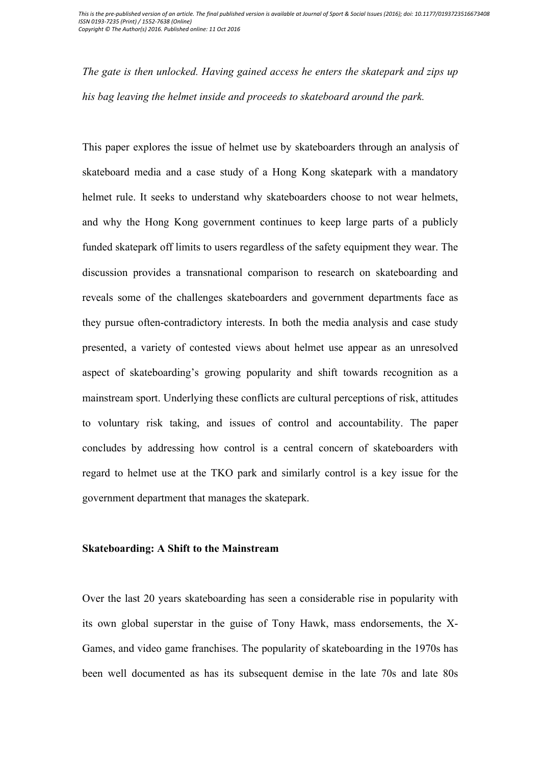*The gate is then unlocked. Having gained access he enters the skatepark and zips up his bag leaving the helmet inside and proceeds to skateboard around the park.*

This paper explores the issue of helmet use by skateboarders through an analysis of skateboard media and a case study of a Hong Kong skatepark with a mandatory helmet rule. It seeks to understand why skateboarders choose to not wear helmets, and why the Hong Kong government continues to keep large parts of a publicly funded skatepark off limits to users regardless of the safety equipment they wear. The discussion provides a transnational comparison to research on skateboarding and reveals some of the challenges skateboarders and government departments face as they pursue often-contradictory interests. In both the media analysis and case study presented, a variety of contested views about helmet use appear as an unresolved aspect of skateboarding's growing popularity and shift towards recognition as a mainstream sport. Underlying these conflicts are cultural perceptions of risk, attitudes to voluntary risk taking, and issues of control and accountability. The paper concludes by addressing how control is a central concern of skateboarders with regard to helmet use at the TKO park and similarly control is a key issue for the government department that manages the skatepark.

## Skateboarding: A Shift to the Mainstream

Over the last 20 years skateboarding has seen a considerable rise in popularity with its own global superstar in the guise of Tony Hawk, mass endorsements, the X-Games, and video game franchises. The popularity of skateboarding in the 1970s has been well documented as has its subsequent demise in the late 70s and late 80s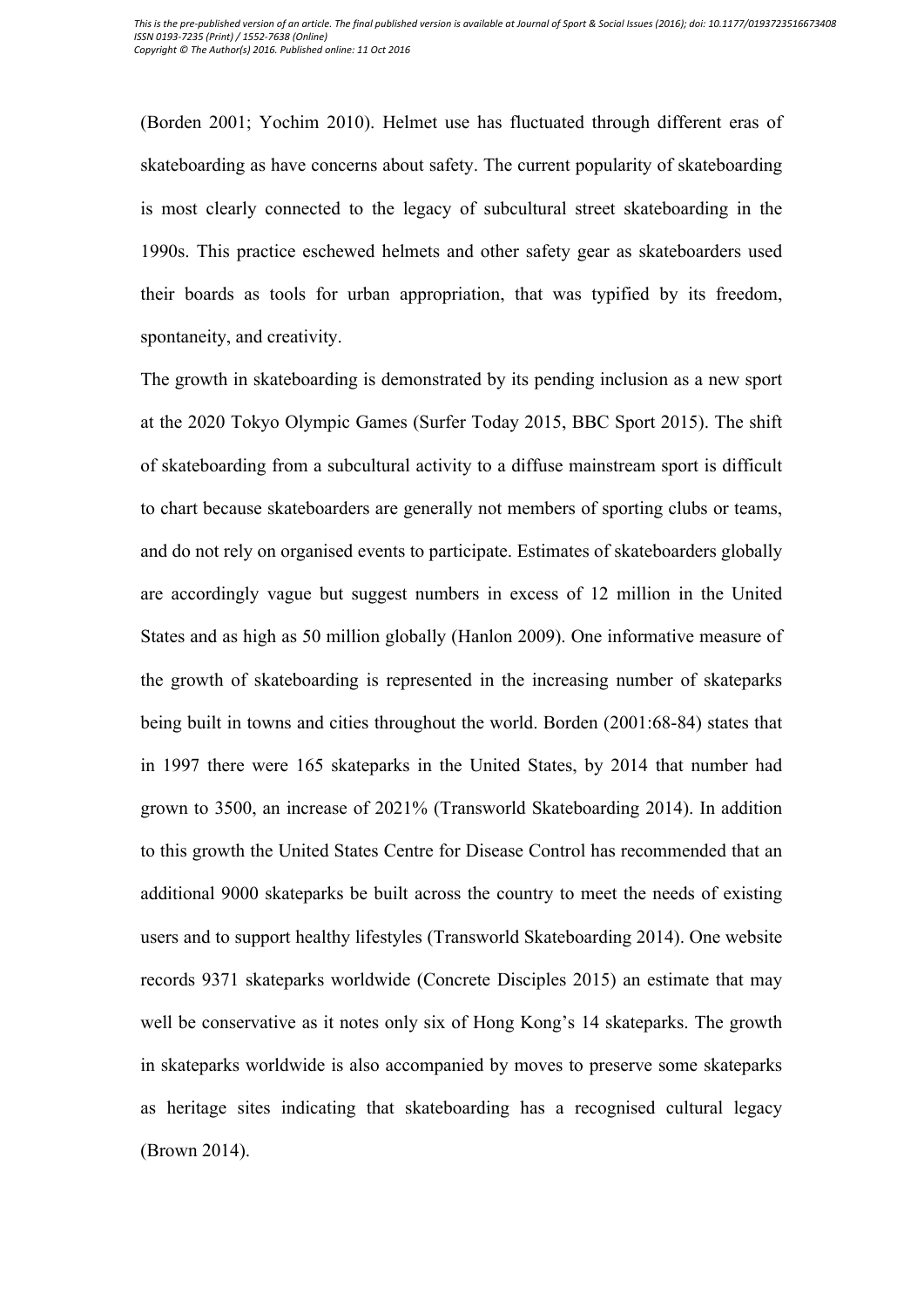(Borden 2001; Yochim 2010). Helmet use has fluctuated through different eras of skateboarding as have concerns about safety. The current popularity of skateboarding is most clearly connected to the legacy of subcultural street skateboarding in the 1990s. This practice eschewed helmets and other safety gear as skateboarders used their boards as tools for urban appropriation, that was typified by its freedom, spontaneity, and creativity.

The growth in skateboarding is demonstrated by its pending inclusion as a new sport at the 2020 Tokyo Olympic Games (Surfer Today 2015, BBC Sport 2015). The shift of skateboarding from a subcultural activity to a diffuse mainstream sport is difficult to chart because skateboarders are generally not members of sporting clubs or teams, and do not rely on organised events to participate. Estimates of skateboarders globally are accordingly vague but suggest numbers in excess of 12 million in the United States and as high as 50 million globally (Hanlon 2009). One informative measure of the growth of skateboarding is represented in the increasing number of skateparks being built in towns and cities throughout the world. Borden (2001:68-84) states that in 1997 there were 165 skateparks in the United States, by 2014 that number had grown to 3500, an increase of 2021% (Transworld Skateboarding 2014). In addition to this growth the United States Centre for Disease Control has recommended that an additional 9000 skateparks be built across the country to meet the needs of existing users and to support healthy lifestyles (Transworld Skateboarding 2014). One website records 9371 skateparks worldwide (Concrete Disciples 2015) an estimate that may well be conservative as it notes only six of Hong Kong's 14 skateparks. The growth in skateparks worldwide is also accompanied by moves to preserve some skateparks as heritage sites indicating that skateboarding has a recognised cultural legacy (Brown 2014).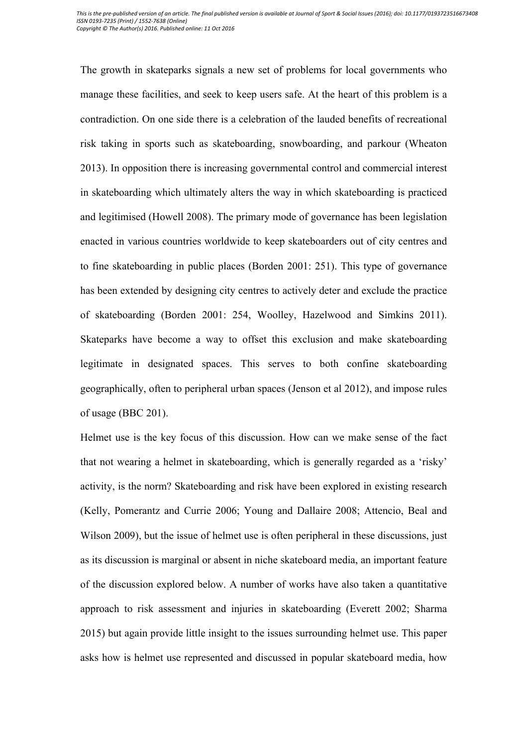The growth in skateparks signals a new set of problems for local governments who manage these facilities, and seek to keep users safe. At the heart of this problem is a contradiction. On one side there is a celebration of the lauded benefits of recreational risk taking in sports such as skateboarding, snowboarding, and parkour (Wheaton 2013). In opposition there is increasing governmental control and commercial interest in skateboarding which ultimately alters the way in which skateboarding is practiced and legitimised (Howell 2008). The primary mode of governance has been legislation enacted in various countries worldwide to keep skateboarders out of city centres and to fine skateboarding in public places (Borden 2001: 251). This type of governance has been extended by designing city centres to actively deter and exclude the practice of skateboarding (Borden 2001: 254, Woolley, Hazelwood and Simkins 2011). Skateparks have become a way to offset this exclusion and make skateboarding legitimate in designated spaces. This serves to both confine skateboarding geographically, often to peripheral urban spaces (Jenson et al 2012), and impose rules of usage (BBC 201).

Helmet use is the key focus of this discussion. How can we make sense of the fact that not wearing a helmet in skateboarding, which is generally regarded as a 'risky' activity, is the norm? Skateboarding and risk have been explored in existing research (Kelly, Pomerantz and Currie 2006; Young and Dallaire 2008; Attencio, Beal and Wilson 2009), but the issue of helmet use is often peripheral in these discussions, just as its discussion is marginal or absent in niche skateboard media, an important feature of the discussion explored below. A number of works have also taken a quantitative approach to risk assessment and injuries in skateboarding (Everett 2002; Sharma 2015) but again provide little insight to the issues surrounding helmet use. This paper asks how is helmet use represented and discussed in popular skateboard media, how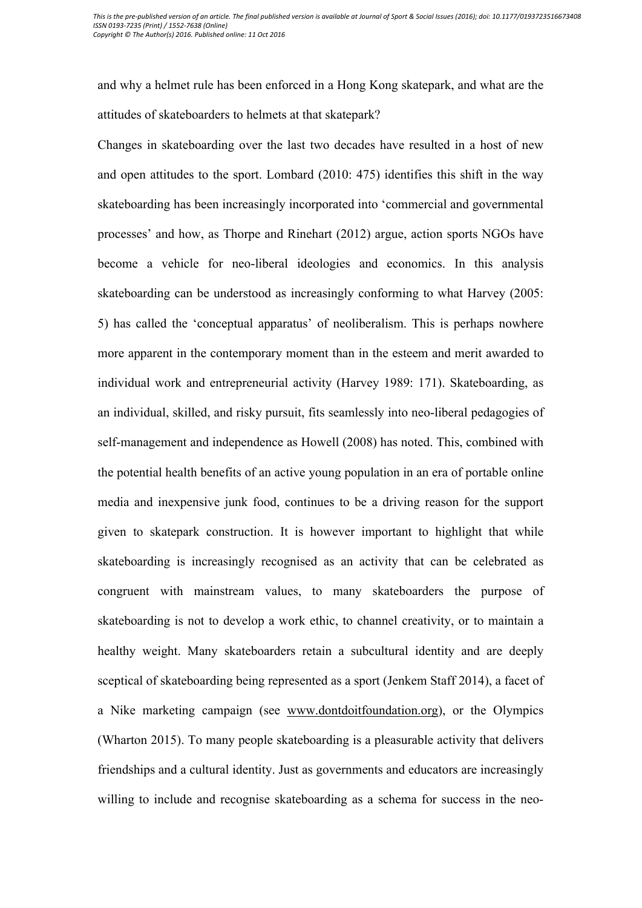and why a helmet rule has been enforced in a Hong Kong skatepark, and what are the attitudes of skateboarders to helmets at that skatepark?

Changes in skateboarding over the last two decades have resulted in a host of new and open attitudes to the sport. Lombard (2010: 475) identifies this shift in the way skateboarding has been increasingly incorporated into 'commercial and governmental processes' and how, as Thorpe and Rinehart (2012) argue, action sports NGOs have become a vehicle for neo-liberal ideologies and economics. In this analysis skateboarding can be understood as increasingly conforming to what Harvey (2005: 5) has called the 'conceptual apparatus' of neoliberalism. This is perhaps nowhere more apparent in the contemporary moment than in the esteem and merit awarded to individual work and entrepreneurial activity (Harvey 1989: 171). Skateboarding, as an individual, skilled, and risky pursuit, fits seamlessly into neo-liberal pedagogies of self-management and independence as Howell (2008) has noted. This, combined with the potential health benefits of an active young population in an era of portable online media and inexpensive junk food, continues to be a driving reason for the support given to skatepark construction. It is however important to highlight that while skateboarding is increasingly recognised as an activity that can be celebrated as congruent with mainstream values, to many skateboarders the purpose of skateboarding is not to develop a work ethic, to channel creativity, or to maintain a healthy weight. Many skateboarders retain a subcultural identity and are deeply sceptical of skateboarding being represented as a sport (Jenkem Staff 2014), a facet of a Nike marketing campaign (see www.dontdoitfoundation.org), or the Olympics (Wharton 2015). To many people skateboarding is a pleasurable activity that delivers friendships and a cultural identity. Just as governments and educators are increasingly willing to include and recognise skateboarding as a schema for success in the neo-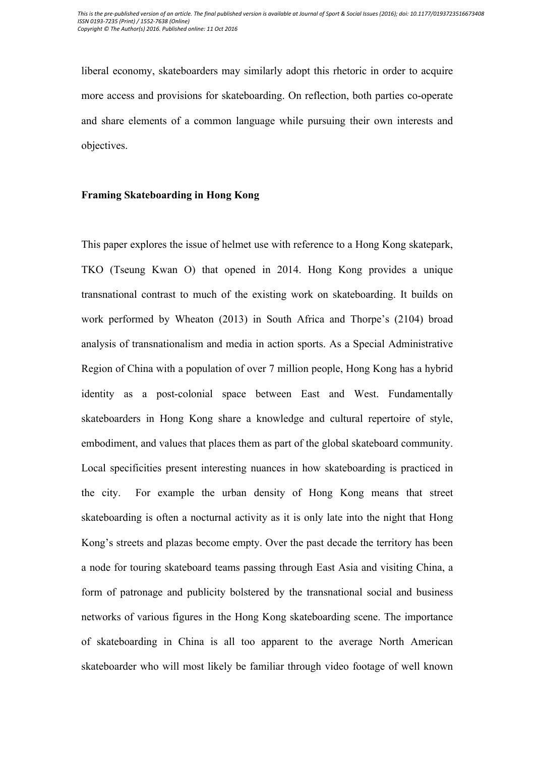liberal economy, skateboarders may similarly adopt this rhetoric in order to acquire more access and provisions for skateboarding. On reflection, both parties co-operate and share elements of a common language while pursuing their own interests and objectives.

## Framing Skateboarding in Hong Kong

This paper explores the issue of helmet use with reference to a Hong Kong skatepark, TKO (Tseung Kwan O) that opened in 2014. Hong Kong provides a unique transnational contrast to much of the existing work on skateboarding. It builds on work performed by Wheaton (2013) in South Africa and Thorpe's (2104) broad analysis of transnationalism and media in action sports. As a Special Administrative Region of China with a population of over 7 million people, Hong Kong has a hybrid identity as a post-colonial space between East and West. Fundamentally skateboarders in Hong Kong share a knowledge and cultural repertoire of style, embodiment, and values that places them as part of the global skateboard community. Local specificities present interesting nuances in how skateboarding is practiced in the city. For example the urban density of Hong Kong means that street skateboarding is often a nocturnal activity as it is only late into the night that Hong Kong's streets and plazas become empty. Over the past decade the territory has been a node for touring skateboard teams passing through East Asia and visiting China, a form of patronage and publicity bolstered by the transnational social and business networks of various figures in the Hong Kong skateboarding scene. The importance of skateboarding in China is all too apparent to the average North American skateboarder who will most likely be familiar through video footage of well known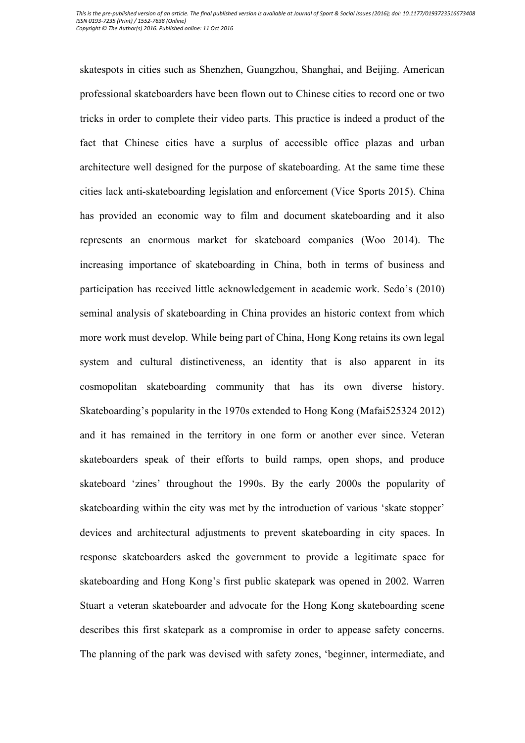skatespots in cities such as Shenzhen, Guangzhou, Shanghai, and Beijing. American professional skateboarders have been flown out to Chinese cities to record one or two tricks in order to complete their video parts. This practice is indeed a product of the fact that Chinese cities have a surplus of accessible office plazas and urban architecture well designed for the purpose of skateboarding. At the same time these cities lack anti-skateboarding legislation and enforcement (Vice Sports 2015). China has provided an economic way to film and document skateboarding and it also represents an enormous market for skateboard companies (Woo 2014). The increasing importance of skateboarding in China, both in terms of business and participation has received little acknowledgement in academic work. Sedo's (2010) seminal analysis of skateboarding in China provides an historic context from which more work must develop. While being part of China, Hong Kong retains its own legal system and cultural distinctiveness, an identity that is also apparent in its cosmopolitan skateboarding community that has its own diverse history. Skateboarding's popularity in the 1970s extended to Hong Kong (Mafai525324 2012) and it has remained in the territory in one form or another ever since. Veteran skateboarders speak of their efforts to build ramps, open shops, and produce skateboard 'zines' throughout the 1990s. By the early 2000s the popularity of skateboarding within the city was met by the introduction of various 'skate stopper' devices and architectural adjustments to prevent skateboarding in city spaces. In response skateboarders asked the government to provide a legitimate space for skateboarding and Hong Kong's first public skatepark was opened in 2002. Warren Stuart a veteran skateboarder and advocate for the Hong Kong skateboarding scene describes this first skatepark as a compromise in order to appease safety concerns. The planning of the park was devised with safety zones, 'beginner, intermediate, and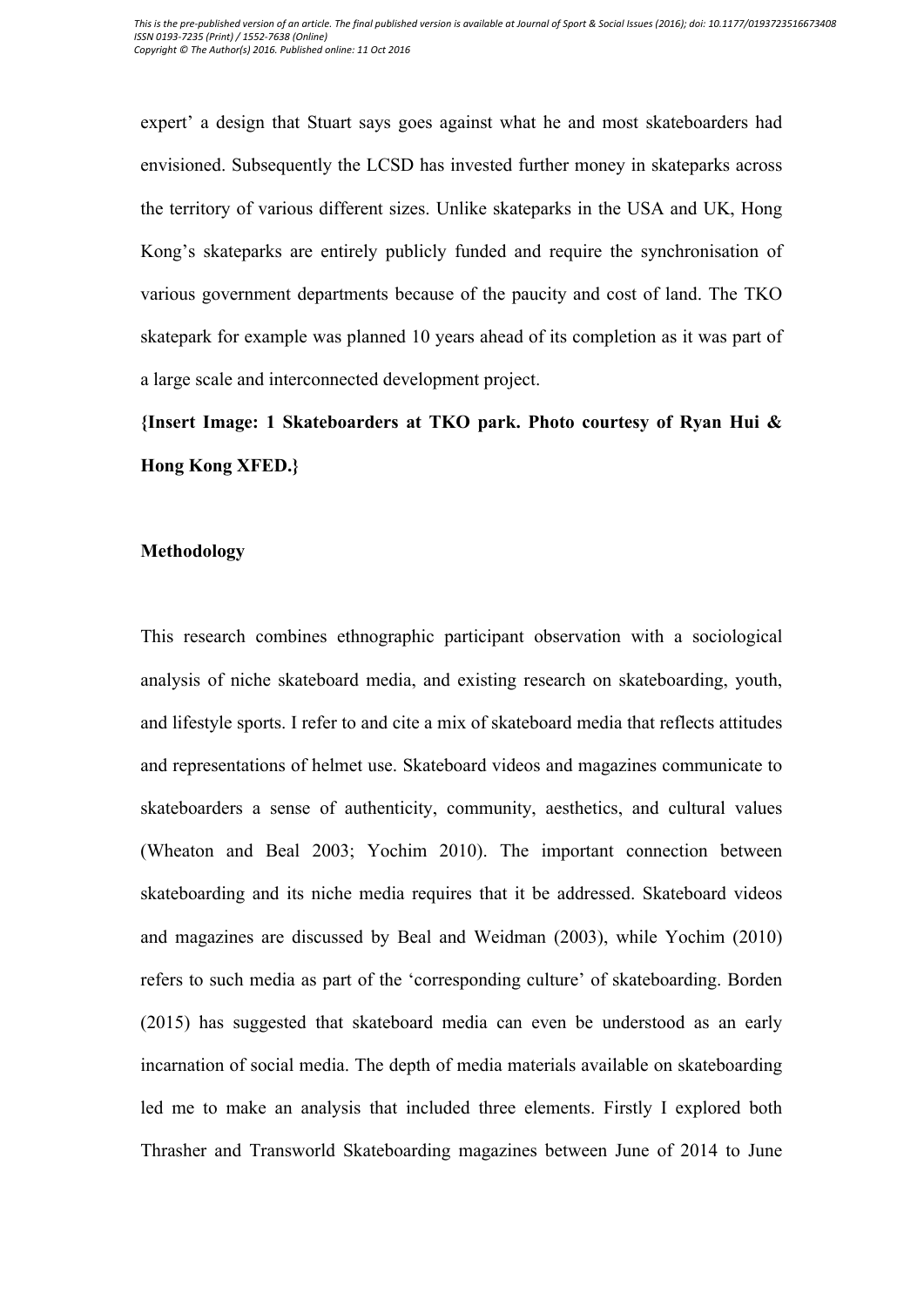expert' a design that Stuart says goes against what he and most skateboarders had envisioned. Subsequently the LCSD has invested further money in skateparks across the territory of various different sizes. Unlike skateparks in the USA and UK, Hong Kong's skateparks are entirely publicly funded and require the synchronisation of various government departments because of the paucity and cost of land. The TKO skatepark for example was planned 10 years ahead of its completion as it was part of a large scale and interconnected development project.

**{Insert Image: 1 Skateboarders at TKO park. Photo courtesy of Ryan Hui & Hong Kong XFED.}**

**Methodology**

This research combines ethnographic participant observation with a sociological analysis of niche skateboard media, and existing research on skateboarding, youth, and lifestyle sports. I refer to and cite a mix of skateboard media that reflects attitudes and representations of helmet use. Skateboard videos and magazines communicate to skateboarders a sense of authenticity, community, aesthetics, and cultural values (Wheaton and Beal 2003; Yochim 2010). The important connection between skateboarding and its niche media requires that it be addressed. Skateboard videos and magazines are discussed by Beal and Weidman (2003), while Yochim (2010) refers to such media as part of the 'corresponding culture' of skateboarding. Borden (2015) has suggested that skateboard media can even be understood as an early incarnation of social media. The depth of media materials available on skateboarding led me to make an analysis that included three elements. Firstly I explored both Thrasher and Transworld Skateboarding magazines between June of 2014 to June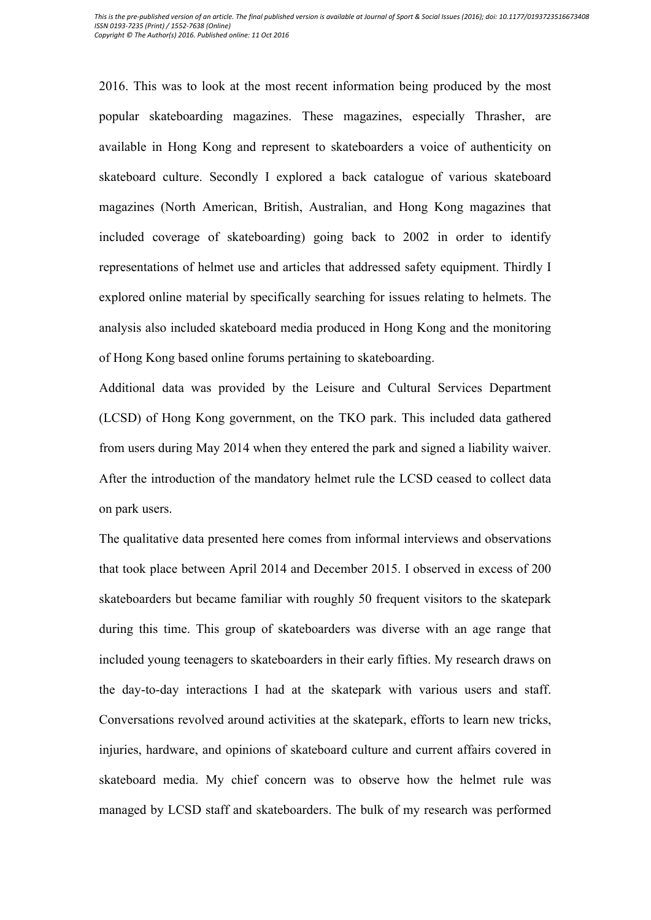2016. This was to look at the most recent information being produced by the most popular skateboarding magazines. These magazines, especially Thrasher, are available in Hong Kong and represent to skateboarders a voice of authenticity on skateboard culture. Secondly I explored a back catalogue of various skateboard magazines (North American, British, Australian, and Hong Kong magazines that included coverage of skateboarding) going back to 2002 in order to identify representations of helmet use and articles that addressed safety equipment. Thirdly I explored online material by specifically searching for issues relating to helmets. The analysis also included skateboard media produced in Hong Kong and the monitoring of Hong Kong based online forums pertaining to skateboarding.

Additional data was provided by the Leisure and Cultural Services Department (LCSD) of Hong Kong government, on the TKO park. This included data gathered from users during May 2014 when they entered the park and signed a liability waiver. After the introduction of the mandatory helmet rule the LCSD ceased to collect data on park users.

The qualitative data presented here comes from informal interviews and observations that took place between April 2014 and December 2015. I observed in excess of 200 skateboarders but became familiar with roughly 50 frequent visitors to the skatepark during this time. This group of skateboarders was diverse with an age range that included young teenagers to skateboarders in their early fifties. My research draws on the day-to-day interactions I had at the skatepark with various users and staff. Conversations revolved around activities at the skatepark, efforts to learn new tricks, injuries, hardware, and opinions of skateboard culture and current affairs covered in skateboard media. My chief concern was to observe how the helmet rule was managed by LCSD staff and skateboarders. The bulk of my research was performed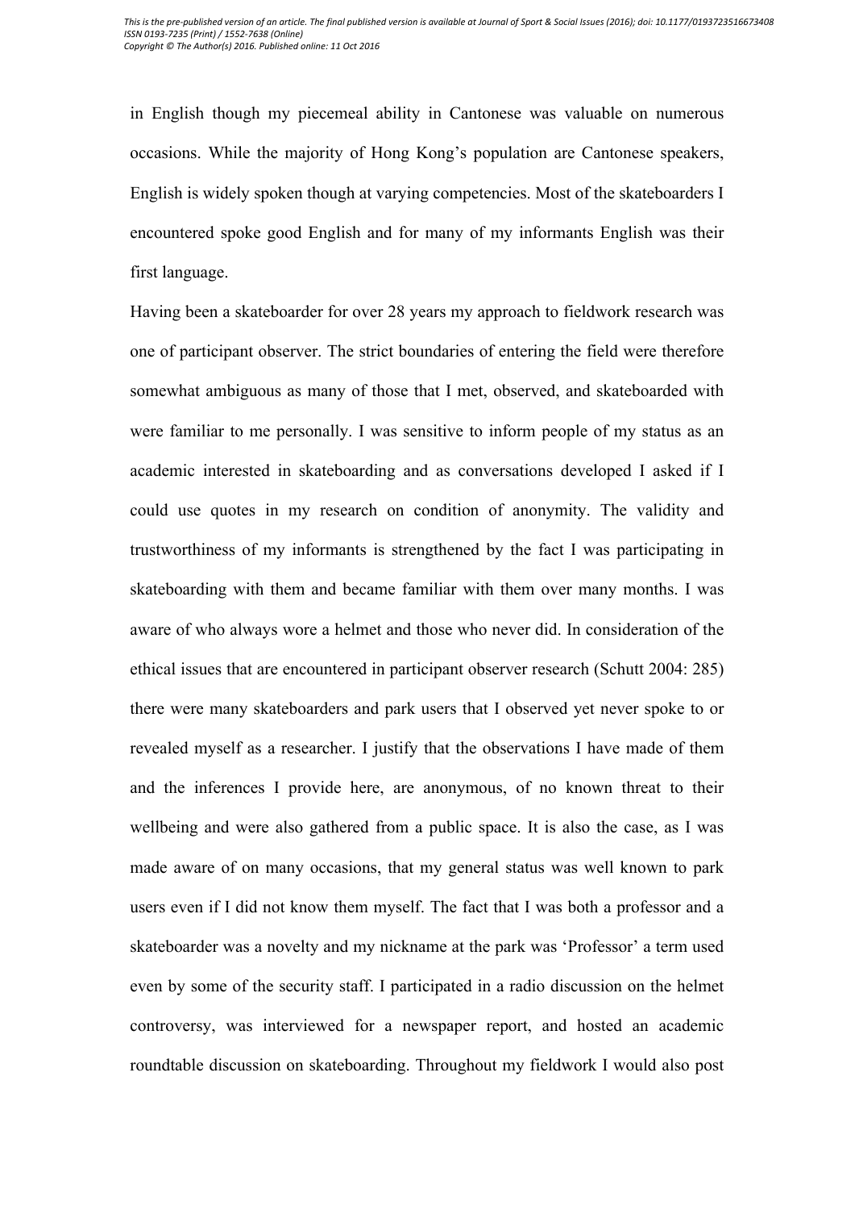in English though my piecemeal ability in Cantonese was valuable on numerous occasions. While the majority of Hong Kong's population are Cantonese speakers, English is widely spoken though at varying competencies. Most of the skateboarders I encountered spoke good English and for many of my informants English was their first language.

Having been a skateboarder for over 28 years my approach to fieldwork research was one of participant observer. The strict boundaries of entering the field were therefore somewhat ambiguous as many of those that I met, observed, and skateboarded with were familiar to me personally. I was sensitive to inform people of my status as an academic interested in skateboarding and as conversations developed I asked if I could use quotes in my research on condition of anonymity. The validity and trustworthiness of my informants is strengthened by the fact I was participating in skateboarding with them and became familiar with them over many months. I was aware of who always wore a helmet and those who never did. In consideration of the ethical issues that are encountered in participant observer research (Schutt 2004: 285) there were many skateboarders and park users that I observed yet never spoke to or revealed myself as a researcher. I justify that the observations I have made of them and the inferences I provide here, are anonymous, of no known threat to their wellbeing and were also gathered from a public space. It is also the case, as I was made aware of on many occasions, that my general status was well known to park users even if I did not know them myself. The fact that I was both a professor and a skateboarder was a novelty and my nickname at the park was 'Professor' a term used even by some of the security staff. I participated in a radio discussion on the helmet controversy, was interviewed for a newspaper report, and hosted an academic roundtable discussion on skateboarding. Throughout my fieldwork I would also post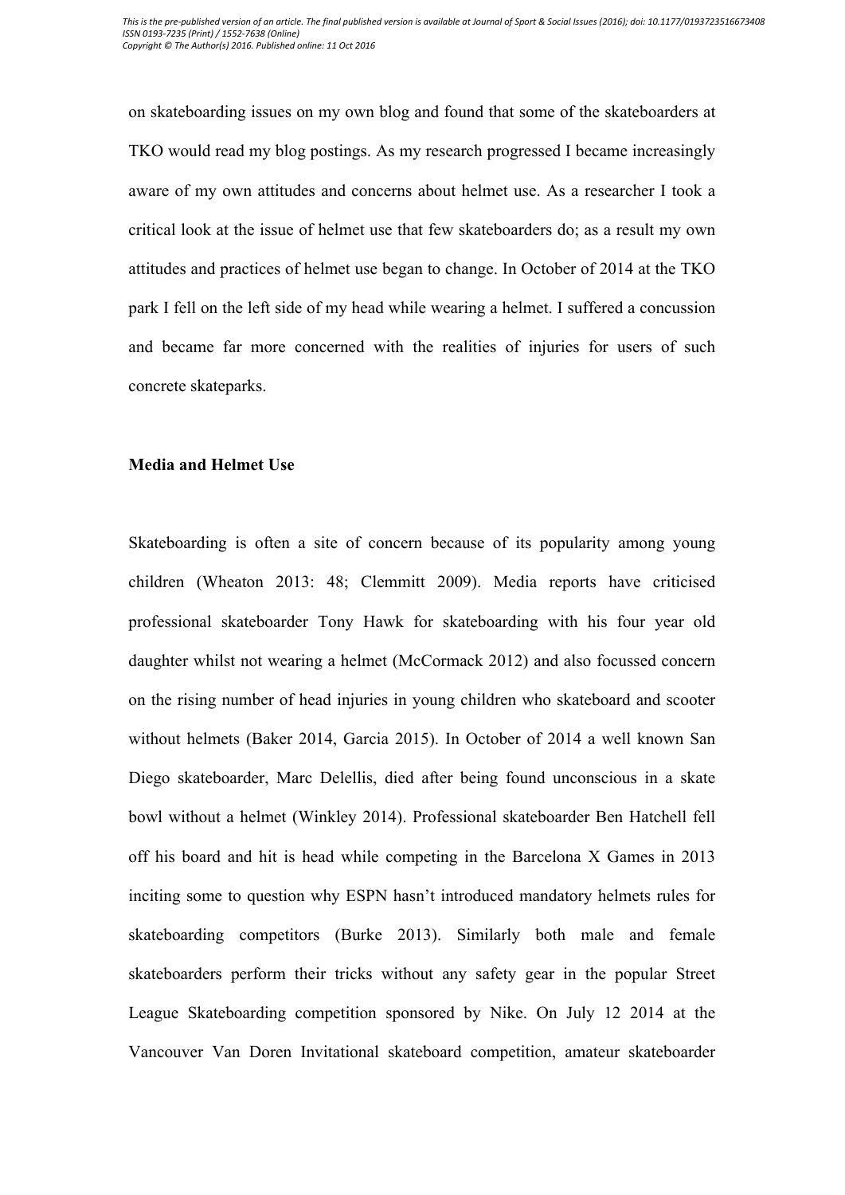on skateboarding issues on my own blog and found that some of the skateboarders at TKO would read my blog postings. As my research progressed I became increasingly aware of my own attitudes and concerns about helmet use. As a researcher I took a critical look at the issue of helmet use that few skateboarders do; as a result my own attitudes and practices of helmet use began to change. In October of 2014 at the TKO park I fell on the left side of my head while wearing a helmet. I suffered a concussion and became far more concerned with the realities of injuries for users of such concrete skateparks.

**Media and Helmet Use**

Skateboarding is often a site of concern because of its popularity among young children (Wheaton 2013: 48; Clemmitt 2009). Media reports have criticised professional skateboarder Tony Hawk for skateboarding with his four year old daughter whilst not wearing a helmet (McCormack 2012) and also focussed concern on the rising number of head injuries in young children who skateboard and scooter without helmets (Baker 2014, Garcia 2015). In October of 2014 a well known San Diego skateboarder, Marc Delellis, died after being found unconscious in a skate bowl without a helmet (Winkley 2014). Professional skateboarder Ben Hatchell fell off his board and hit is head while competing in the Barcelona X Games in 2013 inciting some to question why ESPN hasn't introduced mandatory helmets rules for skateboarding competitors (Burke 2013). Similarly both male and female skateboarders perform their tricks without any safety gear in the popular Street League Skateboarding competition sponsored by Nike. On July 12 2014 at the Vancouver Van Doren Invitational skateboard competition, amateur skateboarder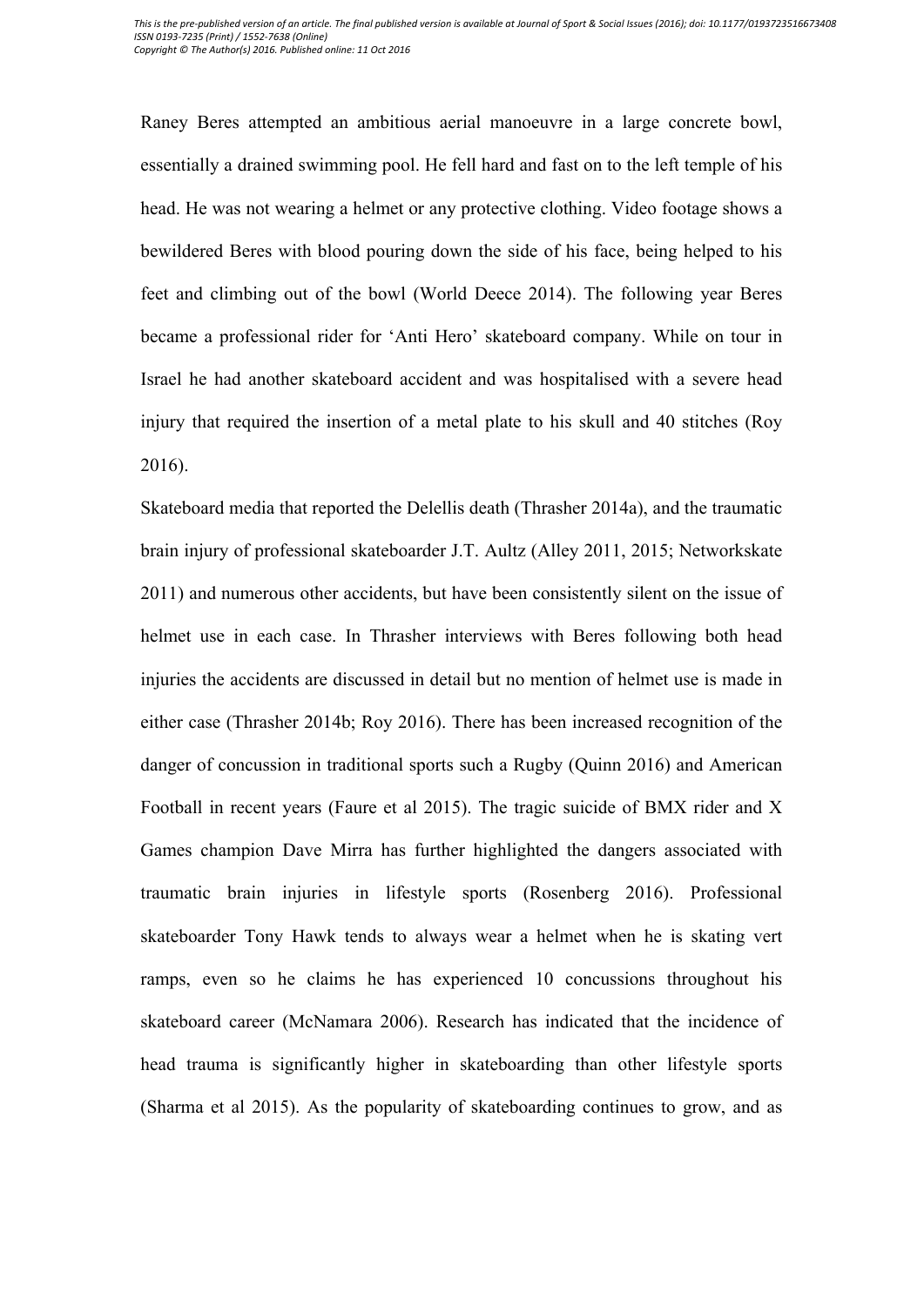Raney Beres attempted an ambitious aerial manoeuvre in a large concrete bowl, essentially a drained swimming pool. He fell hard and fast on to the left temple of his head. He was not wearing a helmet or any protective clothing. Video footage shows a bewildered Beres with blood pouring down the side of his face, being helped to his feet and climbing out of the bowl (World Deece 2014). The following year Beres became a professional rider for 'Anti Hero' skateboard company. While on tour in Israel he had another skateboard accident and was hospitalised with a severe head injury that required the insertion of a metal plate to his skull and 40 stitches (Roy 2016).

Skateboard media that reported the Delellis death (Thrasher 2014a), and the traumatic brain injury of professional skateboarder J.T. Aultz (Alley 2011, 2015; Networkskate 2011) and numerous other accidents, but have been consistently silent on the issue of helmet use in each case. In Thrasher interviews with Beres following both head injuries the accidents are discussed in detail but no mention of helmet use is made in either case (Thrasher 2014b; Roy 2016). There has been increased recognition of the danger of concussion in traditional sports such a Rugby (Quinn 2016) and American Football in recent years (Faure et al 2015). The tragic suicide of BMX rider and X Games champion Dave Mirra has further highlighted the dangers associated with traumatic brain injuries in lifestyle sports (Rosenberg 2016). Professional skateboarder Tony Hawk tends to always wear a helmet when he is skating vert ramps, even so he claims he has experienced 10 concussions throughout his skateboard career (McNamara 2006). Research has indicated that the incidence of head trauma is significantly higher in skateboarding than other lifestyle sports (Sharma et al 2015). As the popularity of skateboarding continues to grow, and as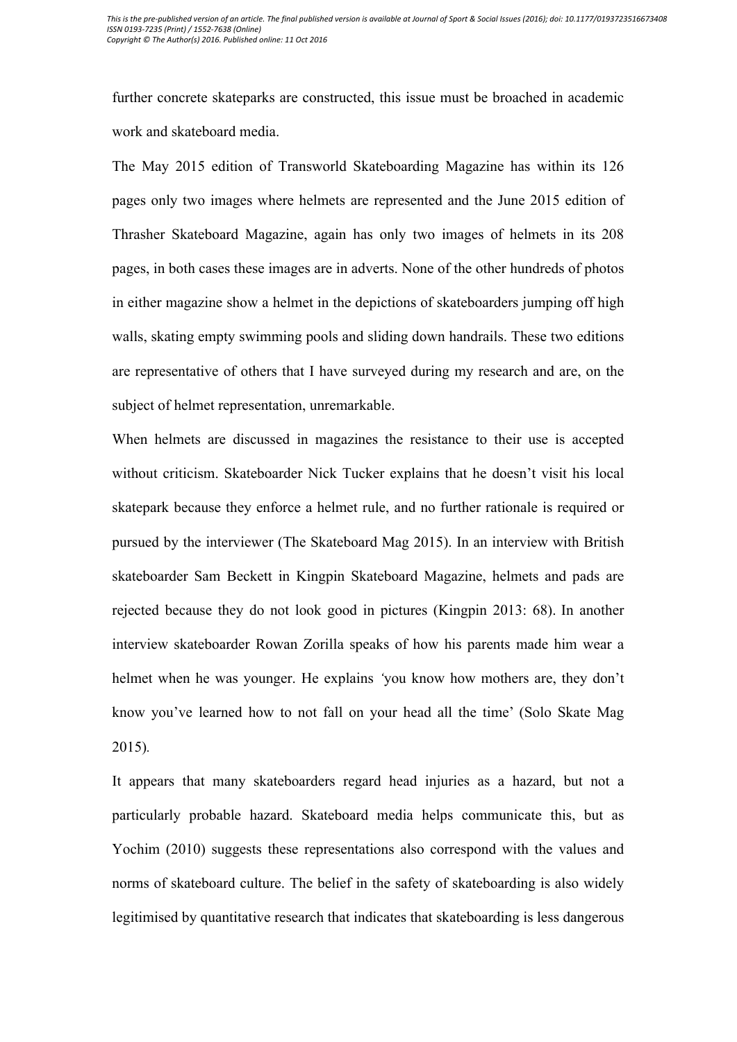further concrete skateparks are constructed, this issue must be broached in academic work and skateboard media.

The May 2015 edition of Transworld Skateboarding Magazine has within its 126 pages only two images where helmets are represented and the June 2015 edition of Thrasher Skateboard Magazine, again has only two images of helmets in its 208 pages, in both cases these images are in adverts. None of the other hundreds of photos in either magazine show a helmet in the depictions of skateboarders jumping off high walls, skating empty swimming pools and sliding down handrails. These two editions are representative of others that I have surveyed during my research and are, on the subject of helmet representation, unremarkable.

When helmets are discussed in magazines the resistance to their use is accepted without criticism. Skateboarder Nick Tucker explains that he doesn't visit his local skatepark because they enforce a helmet rule, and no further rationale is required or pursued by the interviewer (The Skateboard Mag 2015). In an interview with British skateboarder Sam Beckett in Kingpin Skateboard Magazine, helmets and pads are rejected because they do not look good in pictures (Kingpin 2013: 68). In another interview skateboarder Rowan Zorilla speaks of how his parents made him wear a helmet when he was younger. He explains *'*you know how mothers are, they don't know you've learned how to not fall on your head all the time' (Solo Skate Mag 2015).

It appears that many skateboarders regard head injuries as a hazard, but not a particularly probable hazard. Skateboard media helps communicate this, but as Yochim (2010) suggests these representations also correspond with the values and norms of skateboard culture. The belief in the safety of skateboarding is also widely legitimised by quantitative research that indicates that skateboarding is less dangerous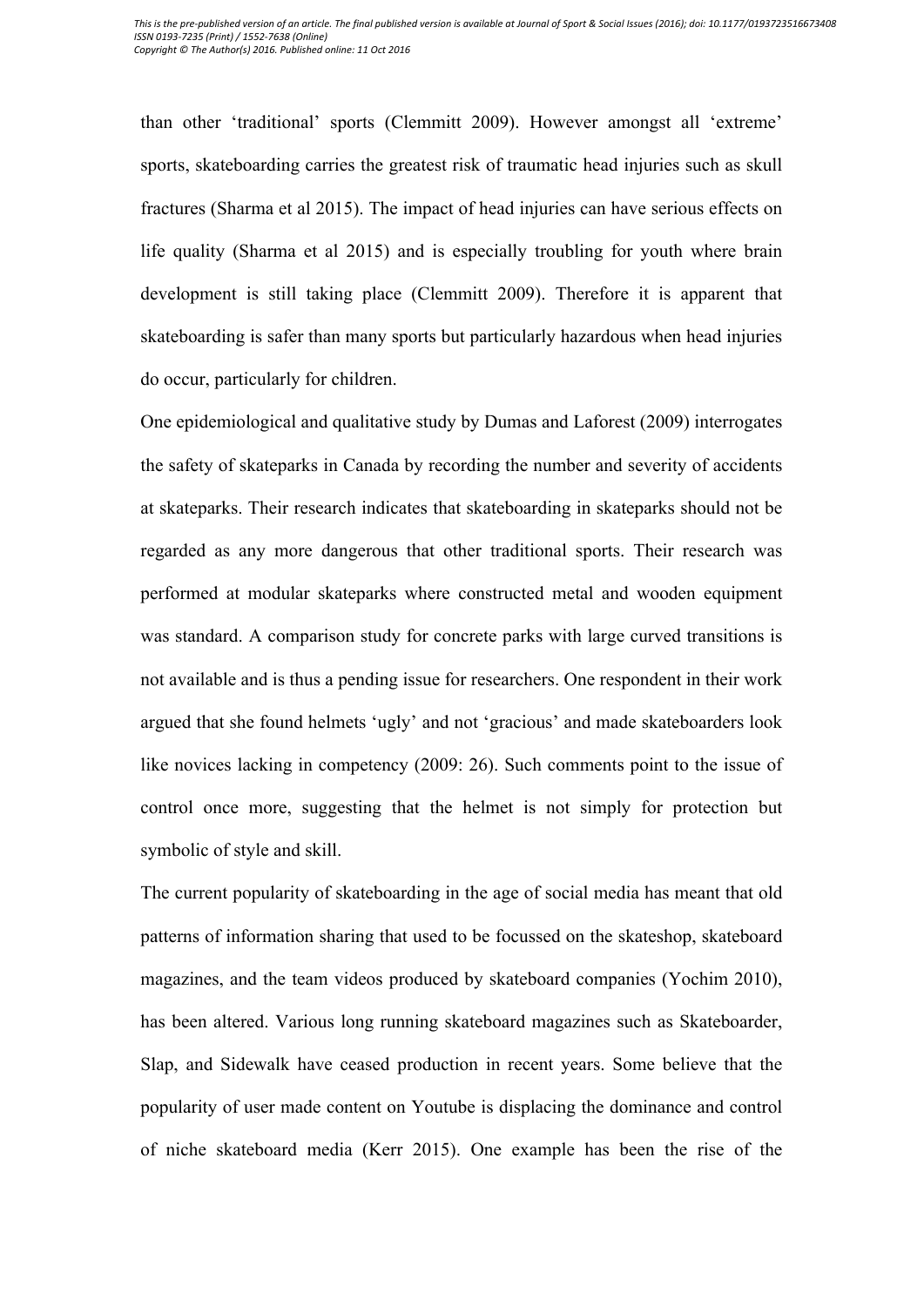than other ‘traditional’ sports (Clemmitt 2009). However amongst all ‘extreme’ sports, skateboarding carries the greatest risk of traumatic head injuries such as skull fractures (Sharma et al 2015). The impact of head injuries can have serious effects on life quality (Sharma et al 2015) and is especially troubling for youth where brain development is still taking place (Clemmitt 2009). Therefore it is apparent that skateboarding is safer than many sports but particularly hazardous when head injuries do occur, particularly for children.

One epidemiological and qualitative study by Dumas and Laforest (2009) interrogates the safety of skateparks in Canada by recording the number and severity of accidents at skateparks. Their research indicates that skateboarding in skateparks should not be regarded as any more dangerous that other traditional sports. Their research was performed at modular skateparks where constructed metal and wooden equipment was standard. A comparison study for concrete parks with large curved transitions is not available and is thus a pending issue for researchers. One respondent in their work argued that she found helmets ‘ugly’ and not ‘gracious’ and made skateboarders look like novices lacking in competency (2009: 26). Such comments point to the issue of control once more, suggesting that the helmet is not simply for protection but symbolic of style and skill.

The current popularity of skateboarding in the age of social media has meant that old patterns of information sharing that used to be focussed on the skateshop, skateboard magazines, and the team videos produced by skateboard companies (Yochim 2010), has been altered. Various long running skateboard magazines such as Skateboarder, Slap, and Sidewalk have ceased production in recent years. Some believe that the popularity of user made content on Youtube is displacing the dominance and control of niche skateboard media (Kerr 2015). One example has been the rise of the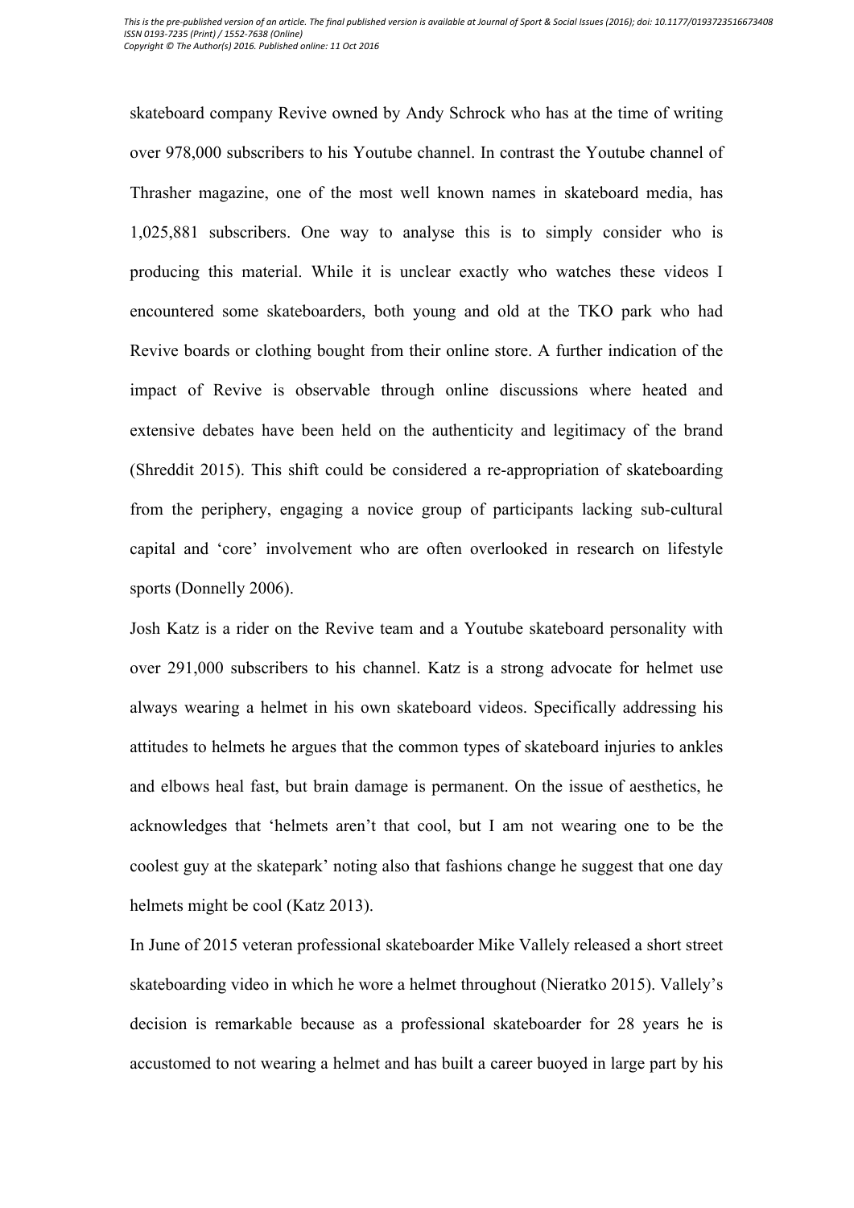skateboard company Revive owned by Andy Schrock who has at the time of writing over 978,000 subscribers to his Youtube channel. In contrast the Youtube channel of Thrasher magazine, one of the most well known names in skateboard media, has 1,025,881 subscribers. One way to analyse this is to simply consider who is producing this material. While it is unclear exactly who watches these videos I encountered some skateboarders, both young and old at the TKO park who had Revive boards or clothing bought from their online store. A further indication of the impact of Revive is observable through online discussions where heated and extensive debates have been held on the authenticity and legitimacy of the brand (Shreddit 2015). This shift could be considered a re-appropriation of skateboarding from the periphery, engaging a novice group of participants lacking sub-cultural capital and 'core' involvement who are often overlooked in research on lifestyle sports (Donnelly 2006).

Josh Katz is a rider on the Revive team and a Youtube skateboard personality with over 291,000 subscribers to his channel. Katz is a strong advocate for helmet use always wearing a helmet in his own skateboard videos. Specifically addressing his attitudes to helmets he argues that the common types of skateboard injuries to ankles and elbows heal fast, but brain damage is permanent. On the issue of aesthetics, he acknowledges that 'helmets aren't that cool, but I am not wearing one to be the coolest guy at the skatepark' noting also that fashions change he suggest that one day helmets might be cool (Katz 2013).

In June of 2015 veteran professional skateboarder Mike Vallely released a short street skateboarding video in which he wore a helmet throughout (Nieratko 2015). Vallely's decision is remarkable because as a professional skateboarder for 28 years he is accustomed to not wearing a helmet and has built a career buoyed in large part by his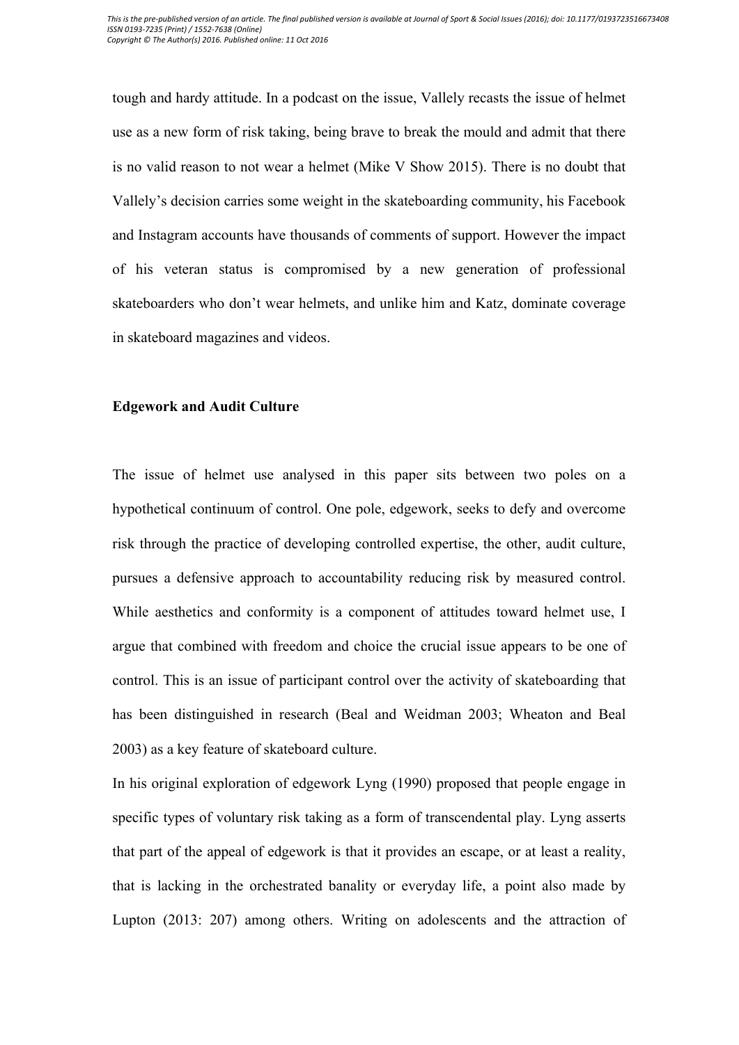tough and hardy attitude. In a podcast on the issue, Vallely recasts the issue of helmet use as a new form of risk taking, being brave to break the mould and admit that there is no valid reason to not wear a helmet (Mike V Show 2015). There is no doubt that Vallely's decision carries some weight in the skateboarding community, his Facebook and Instagram accounts have thousands of comments of support. However the impact of his veteran status is compromised by a new generation of professional skateboarders who don't wear helmets, and unlike him and Katz, dominate coverage in skateboard magazines and videos.

**Edgework and Audit Culture**

The issue of helmet use analysed in this paper sits between two poles on a hypothetical continuum of control. One pole, edgework, seeks to defy and overcome risk through the practice of developing controlled expertise, the other, audit culture, pursues a defensive approach to accountability reducing risk by measured control. While aesthetics and conformity is a component of attitudes toward helmet use, I argue that combined with freedom and choice the crucial issue appears to be one of control. This is an issue of participant control over the activity of skateboarding that has been distinguished in research (Beal and Weidman 2003; Wheaton and Beal 2003) as a key feature of skateboard culture.

In his original exploration of edgework Lyng (1990) proposed that people engage in specific types of voluntary risk taking as a form of transcendental play. Lyng asserts that part of the appeal of edgework is that it provides an escape, or at least a reality, that is lacking in the orchestrated banality or everyday life, a point also made by Lupton (2013: 207) among others. Writing on adolescents and the attraction of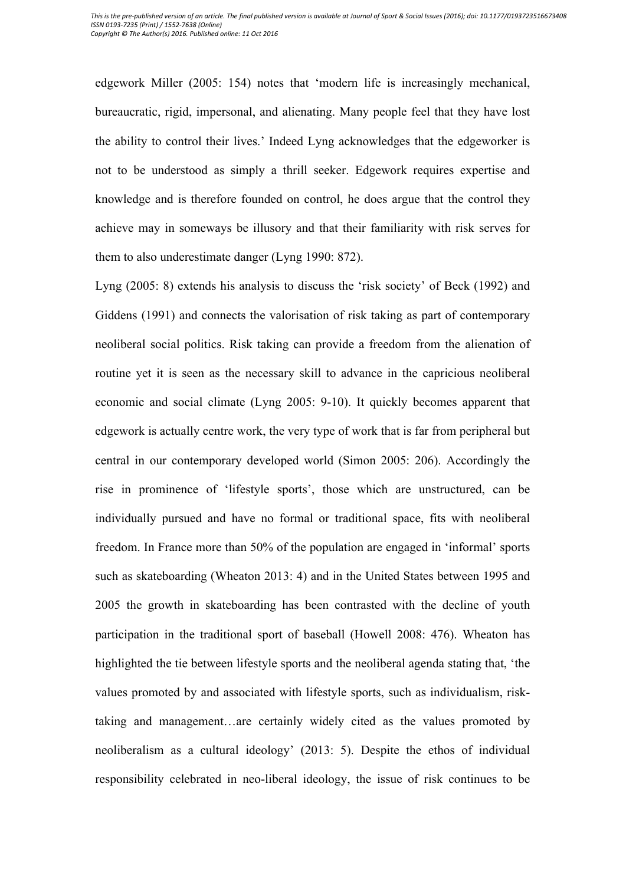edgework Miller (2005: 154) notes that 'modern life is increasingly mechanical, bureaucratic, rigid, impersonal, and alienating. Many people feel that they have lost the ability to control their lives.' Indeed Lyng acknowledges that the edgeworker is not to be understood as simply a thrill seeker. Edgework requires expertise and knowledge and is therefore founded on control, he does argue that the control they achieve may in someways be illusory and that their familiarity with risk serves for them to also underestimate danger (Lyng 1990: 872).

Lyng (2005: 8) extends his analysis to discuss the 'risk society' of Beck (1992) and Giddens (1991) and connects the valorisation of risk taking as part of contemporary neoliberal social politics. Risk taking can provide a freedom from the alienation of routine yet it is seen as the necessary skill to advance in the capricious neoliberal economic and social climate (Lyng 2005: 9-10). It quickly becomes apparent that edgework is actually centre work, the very type of work that is far from peripheral but central in our contemporary developed world (Simon 2005: 206). Accordingly the rise in prominence of 'lifestyle sports', those which are unstructured, can be individually pursued and have no formal or traditional space, fits with neoliberal freedom. In France more than 50% of the population are engaged in 'informal' sports such as skateboarding (Wheaton 2013: 4) and in the United States between 1995 and 2005 the growth in skateboarding has been contrasted with the decline of youth participation in the traditional sport of baseball (Howell 2008: 476). Wheaton has highlighted the tie between lifestyle sports and the neoliberal agenda stating that, 'the values promoted by and associated with lifestyle sports, such as individualism, risk-taking and management…are certainly widely cited as the values promoted by neoliberalism as a cultural ideology' (2013: 5). Despite the ethos of individual responsibility celebrated in neo-liberal ideology, the issue of risk continues to be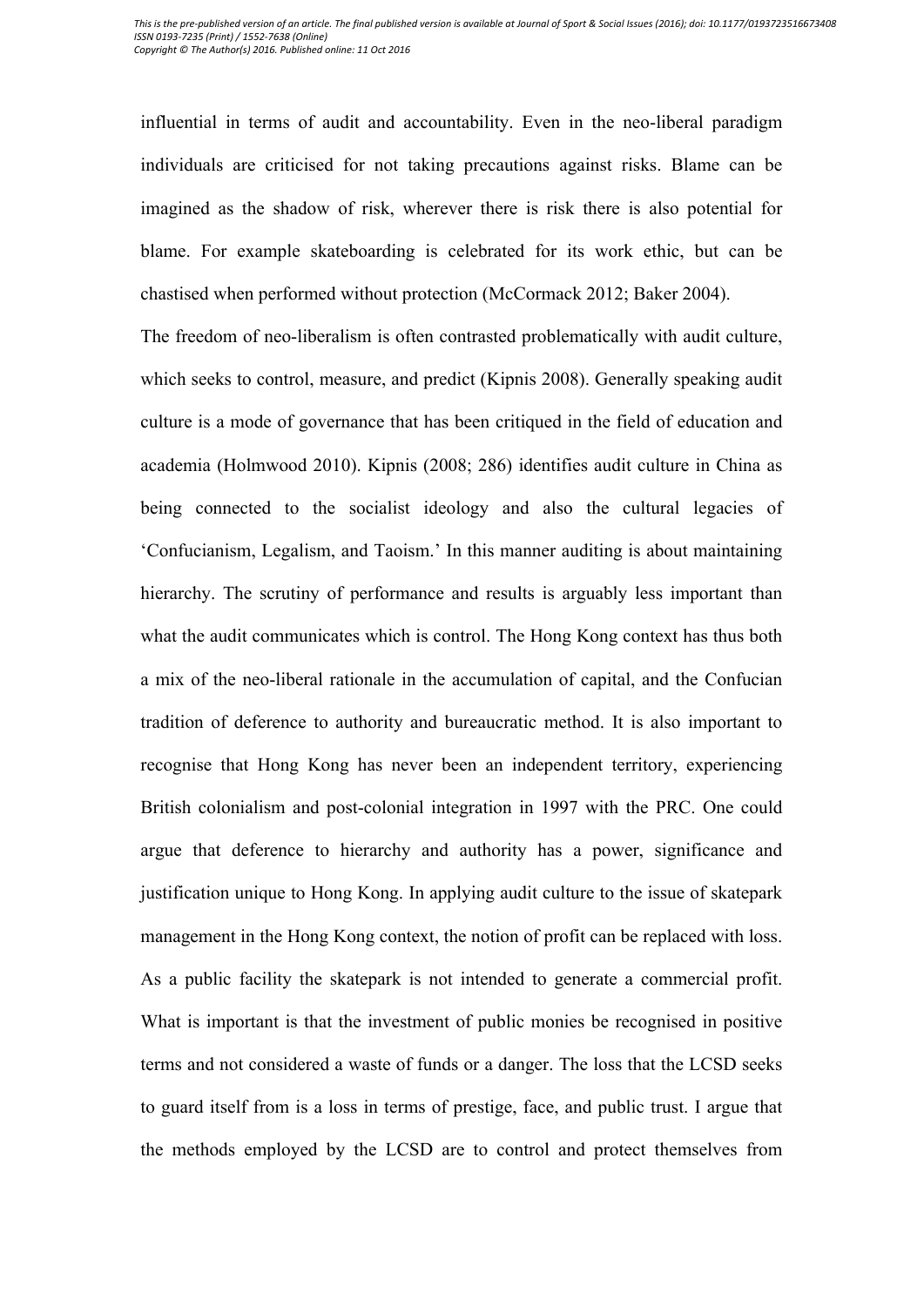influential in terms of audit and accountability. Even in the neo-liberal paradigm individuals are criticised for not taking precautions against risks. Blame can be imagined as the shadow of risk, wherever there is risk there is also potential for blame. For example skateboarding is celebrated for its work ethic, but can be chastised when performed without protection (McCormack 2012; Baker 2004).

The freedom of neo-liberalism is often contrasted problematically with audit culture, which seeks to control, measure, and predict (Kipnis 2008). Generally speaking audit culture is a mode of governance that has been critiqued in the field of education and academia (Holmwood 2010). Kipnis (2008; 286) identifies audit culture in China as being connected to the socialist ideology and also the cultural legacies of 'Confucianism, Legalism, and Taoism.' In this manner auditing is about maintaining hierarchy. The scrutiny of performance and results is arguably less important than what the audit communicates which is control. The Hong Kong context has thus both a mix of the neo-liberal rationale in the accumulation of capital, and the Confucian tradition of deference to authority and bureaucratic method. It is also important to recognise that Hong Kong has never been an independent territory, experiencing British colonialism and post-colonial integration in 1997 with the PRC. One could argue that deference to hierarchy and authority has a power, significance and justification unique to Hong Kong. In applying audit culture to the issue of skatepark management in the Hong Kong context, the notion of profit can be replaced with loss. As a public facility the skatepark is not intended to generate a commercial profit. What is important is that the investment of public monies be recognised in positive terms and not considered a waste of funds or a danger. The loss that the LCSD seeks to guard itself from is a loss in terms of prestige, face, and public trust. I argue that the methods employed by the LCSD are to control and protect themselves from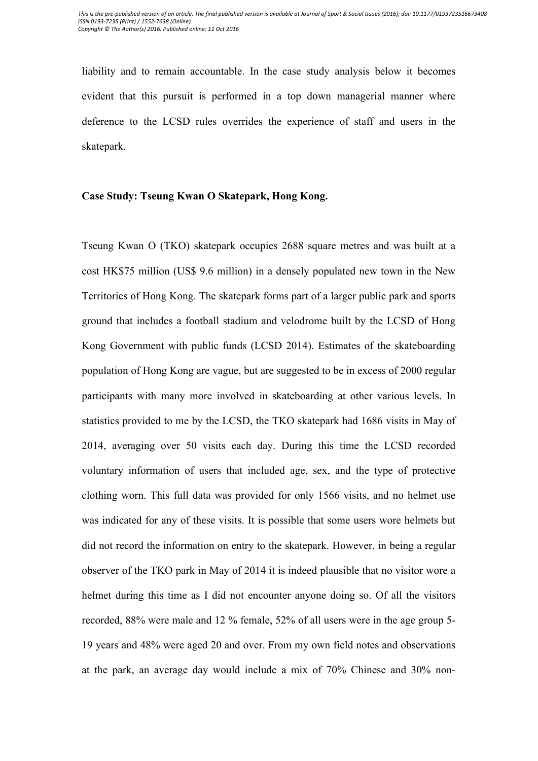liability and to remain accountable. In the case study analysis below it becomes evident that this pursuit is performed in a top down managerial manner where deference to the LCSD rules overrides the experience of staff and users in the skatepark.

**Case Study: Tseung Kwan O Skatepark, Hong Kong.**

Tseung Kwan O (TKO) skatepark occupies 2688 square metres and was built at a cost HK$75 million (US$ 9.6 million) in a densely populated new town in the New Territories of Hong Kong. The skatepark forms part of a larger public park and sports ground that includes a football stadium and velodrome built by the LCSD of Hong Kong Government with public funds (LCSD 2014). Estimates of the skateboarding population of Hong Kong are vague, but are suggested to be in excess of 2000 regular participants with many more involved in skateboarding at other various levels. In statistics provided to me by the LCSD, the TKO skatepark had 1686 visits in May of 2014, averaging over 50 visits each day. During this time the LCSD recorded voluntary information of users that included age, sex, and the type of protective clothing worn. This full data was provided for only 1566 visits, and no helmet use was indicated for any of these visits. It is possible that some users wore helmets but did not record the information on entry to the skatepark. However, in being a regular observer of the TKO park in May of 2014 it is indeed plausible that no visitor wore a helmet during this time as I did not encounter anyone doing so. Of all the visitors recorded, 88% were male and 12 % female, 52% of all users were in the age group 5-19 years and 48% were aged 20 and over. From my own field notes and observations at the park, an average day would include a mix of 70% Chinese and 30% non-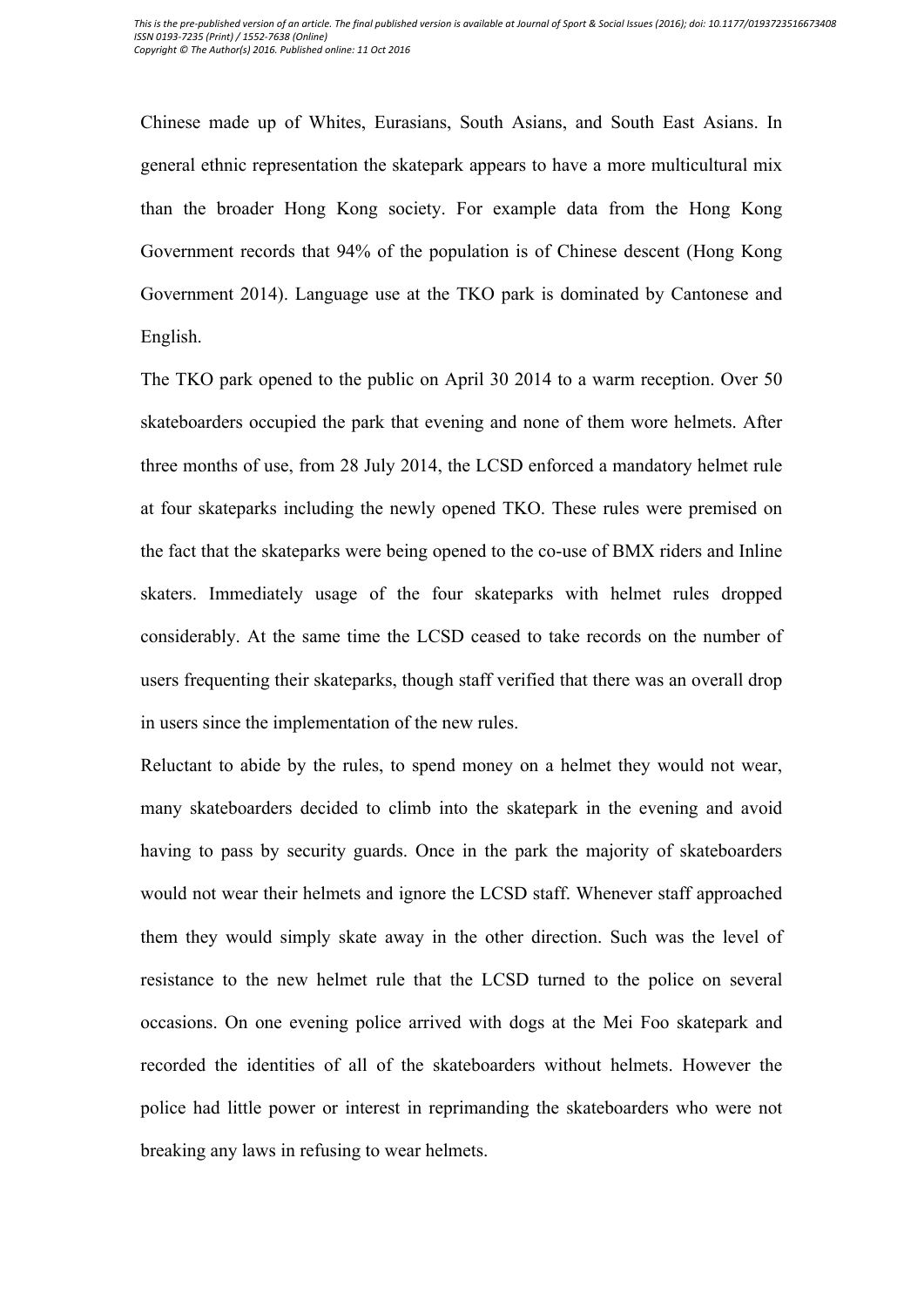Chinese made up of Whites, Eurasians, South Asians, and South East Asians. In general ethnic representation the skatepark appears to have a more multicultural mix than the broader Hong Kong society. For example data from the Hong Kong Government records that 94% of the population is of Chinese descent (Hong Kong Government 2014). Language use at the TKO park is dominated by Cantonese and English.

The TKO park opened to the public on April 30 2014 to a warm reception. Over 50 skateboarders occupied the park that evening and none of them wore helmets. After three months of use, from 28 July 2014, the LCSD enforced a mandatory helmet rule at four skateparks including the newly opened TKO. These rules were premised on the fact that the skateparks were being opened to the co-use of BMX riders and Inline skaters. Immediately usage of the four skateparks with helmet rules dropped considerably. At the same time the LCSD ceased to take records on the number of users frequenting their skateparks, though staff verified that there was an overall drop in users since the implementation of the new rules.

Reluctant to abide by the rules, to spend money on a helmet they would not wear, many skateboarders decided to climb into the skatepark in the evening and avoid having to pass by security guards. Once in the park the majority of skateboarders would not wear their helmets and ignore the LCSD staff. Whenever staff approached them they would simply skate away in the other direction. Such was the level of resistance to the new helmet rule that the LCSD turned to the police on several occasions. On one evening police arrived with dogs at the Mei Foo skatepark and recorded the identities of all of the skateboarders without helmets. However the police had little power or interest in reprimanding the skateboarders who were not breaking any laws in refusing to wear helmets.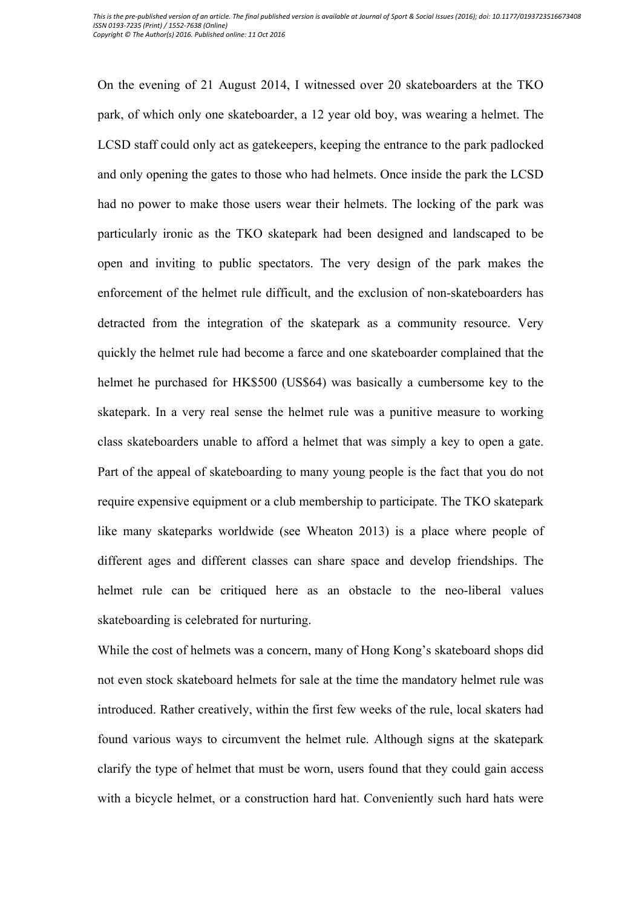On the evening of 21 August 2014, I witnessed over 20 skateboarders at the TKO park, of which only one skateboarder, a 12 year old boy, was wearing a helmet. The LCSD staff could only act as gatekeepers, keeping the entrance to the park padlocked and only opening the gates to those who had helmets. Once inside the park the LCSD had no power to make those users wear their helmets. The locking of the park was particularly ironic as the TKO skatepark had been designed and landscaped to be open and inviting to public spectators. The very design of the park makes the enforcement of the helmet rule difficult, and the exclusion of non-skateboarders has detracted from the integration of the skatepark as a community resource. Very quickly the helmet rule had become a farce and one skateboarder complained that the helmet he purchased for HK$500 (US$64) was basically a cumbersome key to the skatepark. In a very real sense the helmet rule was a punitive measure to working class skateboarders unable to afford a helmet that was simply a key to open a gate. Part of the appeal of skateboarding to many young people is the fact that you do not require expensive equipment or a club membership to participate. The TKO skatepark like many skateparks worldwide (see Wheaton 2013) is a place where people of different ages and different classes can share space and develop friendships. The helmet rule can be critiqued here as an obstacle to the neo-liberal values skateboarding is celebrated for nurturing.

While the cost of helmets was a concern, many of Hong Kong's skateboard shops did not even stock skateboard helmets for sale at the time the mandatory helmet rule was introduced. Rather creatively, within the first few weeks of the rule, local skaters had found various ways to circumvent the helmet rule. Although signs at the skatepark clarify the type of helmet that must be worn, users found that they could gain access with a bicycle helmet, or a construction hard hat. Conveniently such hard hats were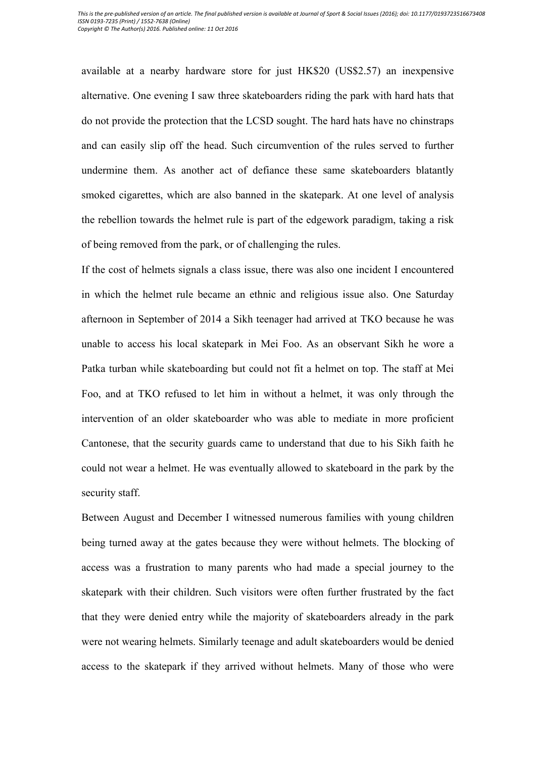available at a nearby hardware store for just HK$20 (US$2.57) an inexpensive alternative. One evening I saw three skateboarders riding the park with hard hats that do not provide the protection that the LCSD sought. The hard hats have no chinstraps and can easily slip off the head. Such circumvention of the rules served to further undermine them. As another act of defiance these same skateboarders blatantly smoked cigarettes, which are also banned in the skatepark. At one level of analysis the rebellion towards the helmet rule is part of the edgework paradigm, taking a risk of being removed from the park, or of challenging the rules.

If the cost of helmets signals a class issue, there was also one incident I encountered in which the helmet rule became an ethnic and religious issue also. One Saturday afternoon in September of 2014 a Sikh teenager had arrived at TKO because he was unable to access his local skatepark in Mei Foo. As an observant Sikh he wore a Patka turban while skateboarding but could not fit a helmet on top. The staff at Mei Foo, and at TKO refused to let him in without a helmet, it was only through the intervention of an older skateboarder who was able to mediate in more proficient Cantonese, that the security guards came to understand that due to his Sikh faith he could not wear a helmet. He was eventually allowed to skateboard in the park by the security staff.

Between August and December I witnessed numerous families with young children being turned away at the gates because they were without helmets. The blocking of access was a frustration to many parents who had made a special journey to the skatepark with their children. Such visitors were often further frustrated by the fact that they were denied entry while the majority of skateboarders already in the park were not wearing helmets. Similarly teenage and adult skateboarders would be denied access to the skatepark if they arrived without helmets. Many of those who were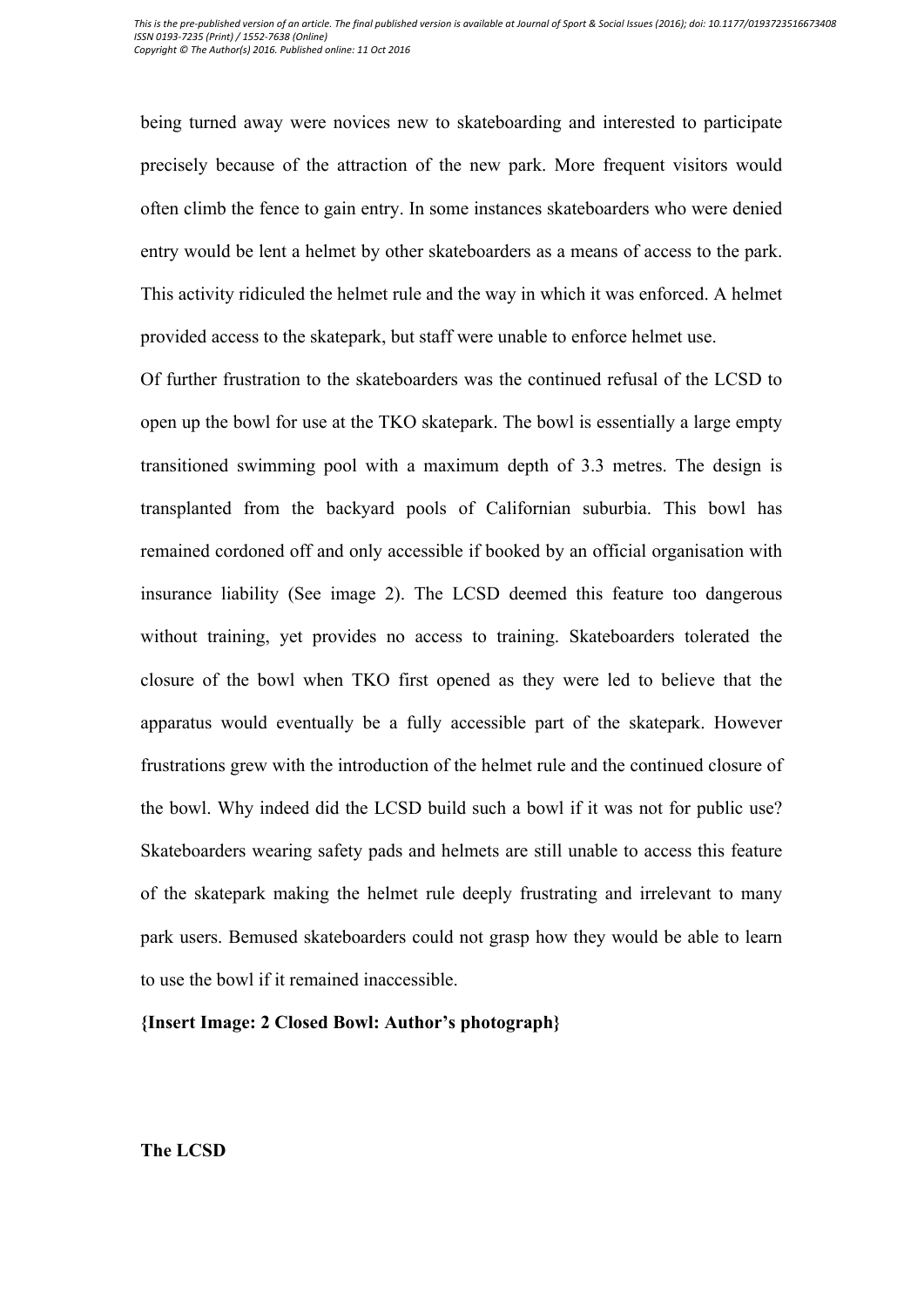being turned away were novices new to skateboarding and interested to participate precisely because of the attraction of the new park. More frequent visitors would often climb the fence to gain entry. In some instances skateboarders who were denied entry would be lent a helmet by other skateboarders as a means of access to the park. This activity ridiculed the helmet rule and the way in which it was enforced. A helmet provided access to the skatepark, but staff were unable to enforce helmet use.

Of further frustration to the skateboarders was the continued refusal of the LCSD to open up the bowl for use at the TKO skatepark. The bowl is essentially a large empty transitioned swimming pool with a maximum depth of 3.3 metres. The design is transplanted from the backyard pools of Californian suburbia. This bowl has remained cordoned off and only accessible if booked by an official organisation with insurance liability (See image 2). The LCSD deemed this feature too dangerous without training, yet provides no access to training. Skateboarders tolerated the closure of the bowl when TKO first opened as they were led to believe that the apparatus would eventually be a fully accessible part of the skatepark. However frustrations grew with the introduction of the helmet rule and the continued closure of the bowl. Why indeed did the LCSD build such a bowl if it was not for public use? Skateboarders wearing safety pads and helmets are still unable to access this feature of the skatepark making the helmet rule deeply frustrating and irrelevant to many park users. Bemused skateboarders could not grasp how they would be able to learn to use the bowl if it remained inaccessible.

**{Insert Image: 2 Closed Bowl: Author's photograph}**

**The LCSD**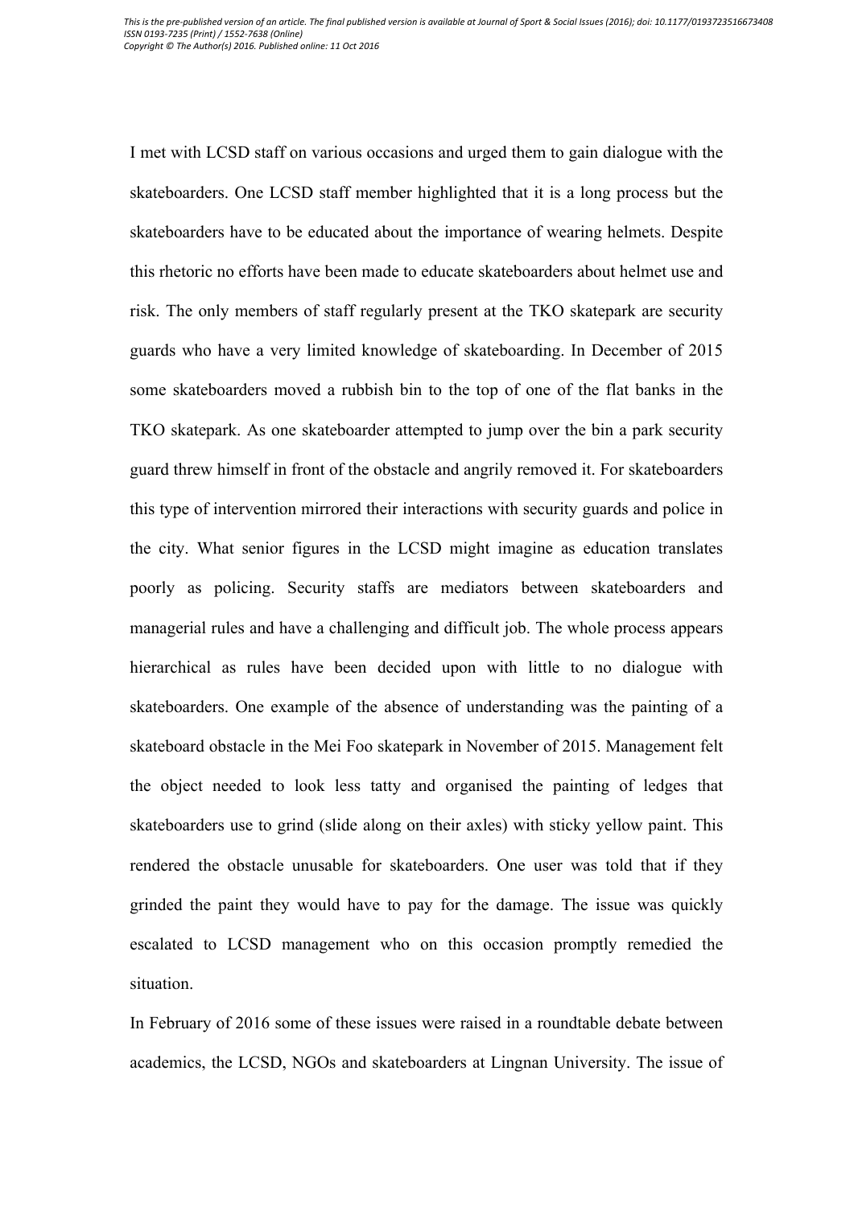I met with LCSD staff on various occasions and urged them to gain dialogue with the skateboarders. One LCSD staff member highlighted that it is a long process but the skateboarders have to be educated about the importance of wearing helmets. Despite this rhetoric no efforts have been made to educate skateboarders about helmet use and risk. The only members of staff regularly present at the TKO skatepark are security guards who have a very limited knowledge of skateboarding. In December of 2015 some skateboarders moved a rubbish bin to the top of one of the flat banks in the TKO skatepark. As one skateboarder attempted to jump over the bin a park security guard threw himself in front of the obstacle and angrily removed it. For skateboarders this type of intervention mirrored their interactions with security guards and police in the city. What senior figures in the LCSD might imagine as education translates poorly as policing. Security staffs are mediators between skateboarders and managerial rules and have a challenging and difficult job. The whole process appears hierarchical as rules have been decided upon with little to no dialogue with skateboarders. One example of the absence of understanding was the painting of a skateboard obstacle in the Mei Foo skatepark in November of 2015. Management felt the object needed to look less tatty and organised the painting of ledges that skateboarders use to grind (slide along on their axles) with sticky yellow paint. This rendered the obstacle unusable for skateboarders. One user was told that if they grinded the paint they would have to pay for the damage. The issue was quickly escalated to LCSD management who on this occasion promptly remedied the situation.

In February of 2016 some of these issues were raised in a roundtable debate between academics, the LCSD, NGOs and skateboarders at Lingnan University. The issue of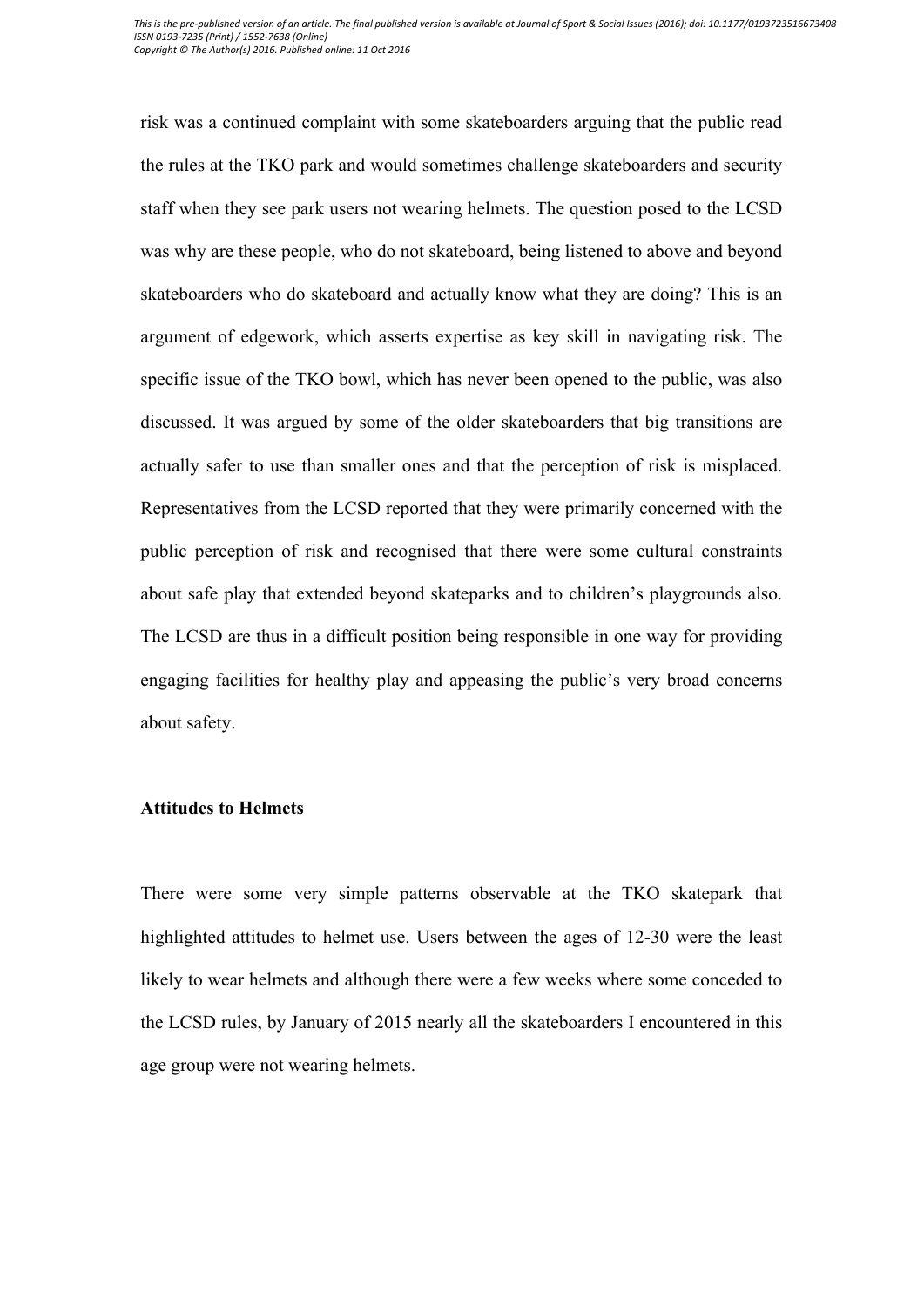risk was a continued complaint with some skateboarders arguing that the public read the rules at the TKO park and would sometimes challenge skateboarders and security staff when they see park users not wearing helmets. The question posed to the LCSD was why are these people, who do not skateboard, being listened to above and beyond skateboarders who do skateboard and actually know what they are doing? This is an argument of edgework, which asserts expertise as key skill in navigating risk. The specific issue of the TKO bowl, which has never been opened to the public, was also discussed. It was argued by some of the older skateboarders that big transitions are actually safer to use than smaller ones and that the perception of risk is misplaced. Representatives from the LCSD reported that they were primarily concerned with the public perception of risk and recognised that there were some cultural constraints about safe play that extended beyond skateparks and to children's playgrounds also. The LCSD are thus in a difficult position being responsible in one way for providing engaging facilities for healthy play and appeasing the public's very broad concerns about safety.

**Attitudes to Helmets**

There were some very simple patterns observable at the TKO skatepark that highlighted attitudes to helmet use. Users between the ages of 12-30 were the least likely to wear helmets and although there were a few weeks where some conceded to the LCSD rules, by January of 2015 nearly all the skateboarders I encountered in this age group were not wearing helmets.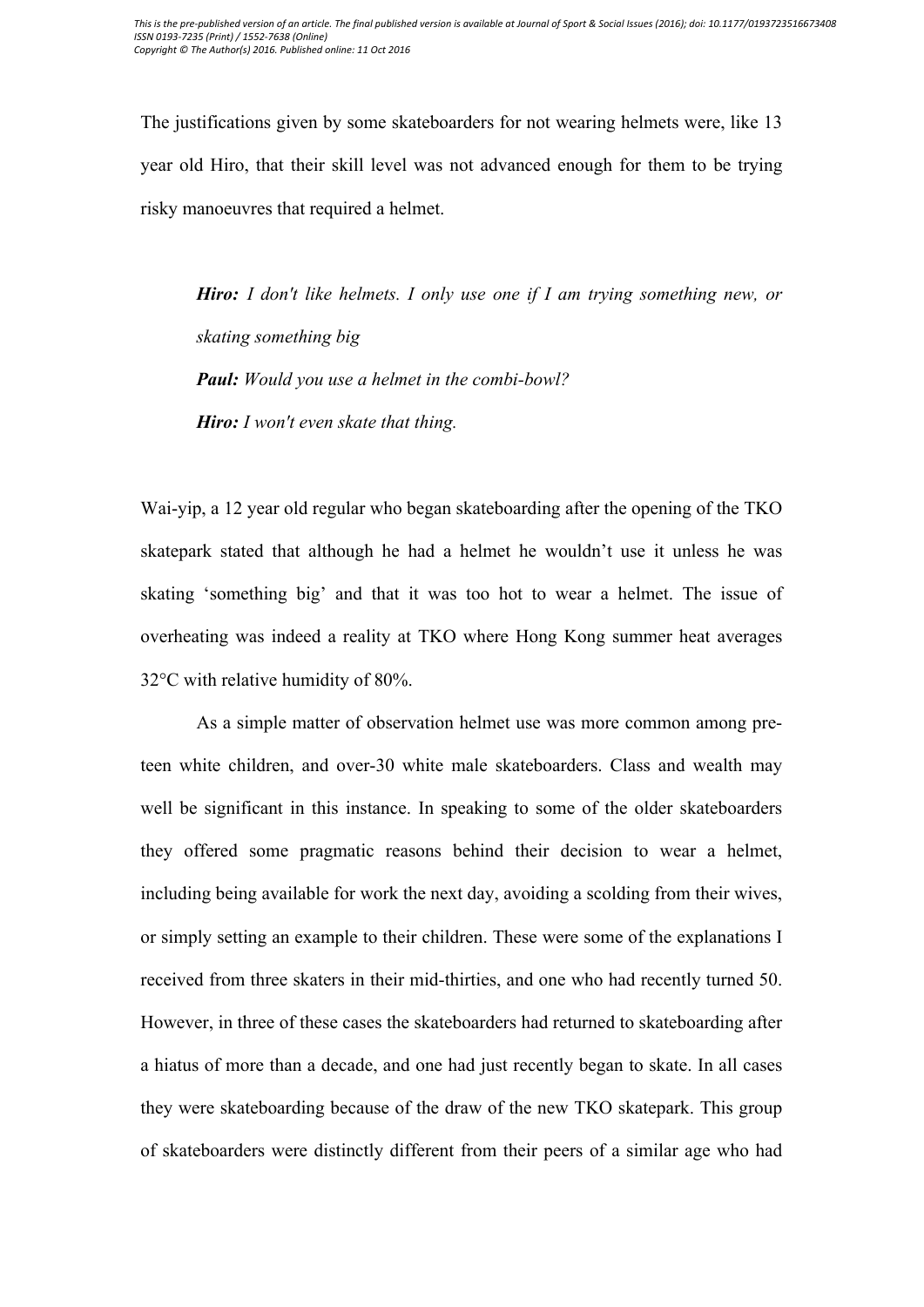The justifications given by some skateboarders for not wearing helmets were, like 13 year old Hiro, that their skill level was not advanced enough for them to be trying risky manoeuvres that required a helmet.

> ***Hiro:*** *I don't like helmets. I only use one if I am trying something new, or skating something big*
>
> ***Paul:*** *Would you use a helmet in the combi-bowl?*
>
> ***Hiro:*** *I won't even skate that thing.*

Wai-yip, a 12 year old regular who began skateboarding after the opening of the TKO skatepark stated that although he had a helmet he wouldn't use it unless he was skating 'something big' and that it was too hot to wear a helmet. The issue of overheating was indeed a reality at TKO where Hong Kong summer heat averages 32°C with relative humidity of 80%.

As a simple matter of observation helmet use was more common among pre-teen white children, and over-30 white male skateboarders. Class and wealth may well be significant in this instance. In speaking to some of the older skateboarders they offered some pragmatic reasons behind their decision to wear a helmet, including being available for work the next day, avoiding a scolding from their wives, or simply setting an example to their children. These were some of the explanations I received from three skaters in their mid-thirties, and one who had recently turned 50. However, in three of these cases the skateboarders had returned to skateboarding after a hiatus of more than a decade, and one had just recently began to skate. In all cases they were skateboarding because of the draw of the new TKO skatepark. This group of skateboarders were distinctly different from their peers of a similar age who had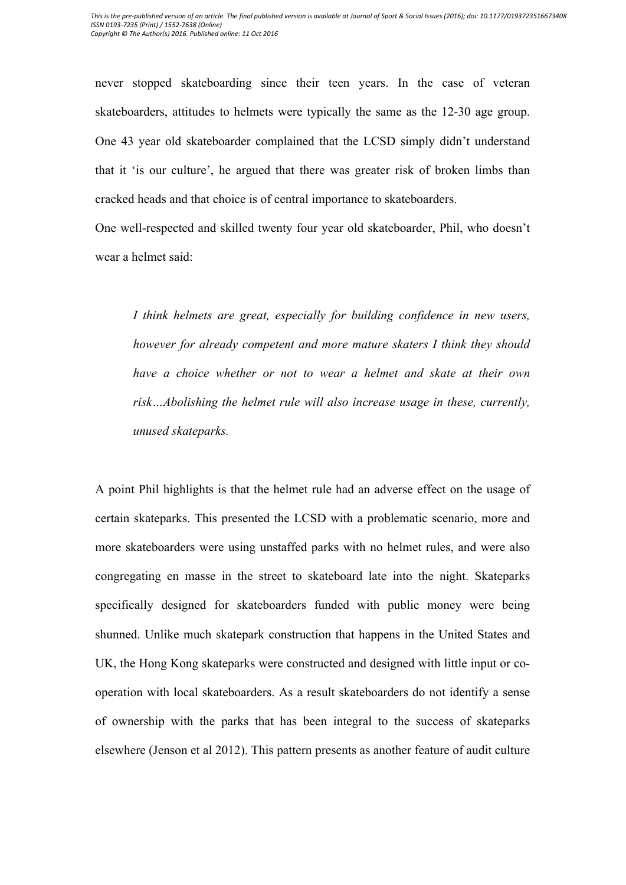never stopped skateboarding since their teen years. In the case of veteran skateboarders, attitudes to helmets were typically the same as the 12-30 age group. One 43 year old skateboarder complained that the LCSD simply didn't understand that it 'is our culture', he argued that there was greater risk of broken limbs than cracked heads and that choice is of central importance to skateboarders.

One well-respected and skilled twenty four year old skateboarder, Phil, who doesn't wear a helmet said:

> *I think helmets are great, especially for building confidence in new users, however for already competent and more mature skaters I think they should have a choice whether or not to wear a helmet and skate at their own risk…Abolishing the helmet rule will also increase usage in these, currently, unused skateparks.*

A point Phil highlights is that the helmet rule had an adverse effect on the usage of certain skateparks. This presented the LCSD with a problematic scenario, more and more skateboarders were using unstaffed parks with no helmet rules, and were also congregating en masse in the street to skateboard late into the night. Skateparks specifically designed for skateboarders funded with public money were being shunned. Unlike much skatepark construction that happens in the United States and UK, the Hong Kong skateparks were constructed and designed with little input or co-operation with local skateboarders. As a result skateboarders do not identify a sense of ownership with the parks that has been integral to the success of skateparks elsewhere (Jenson et al 2012). This pattern presents as another feature of audit culture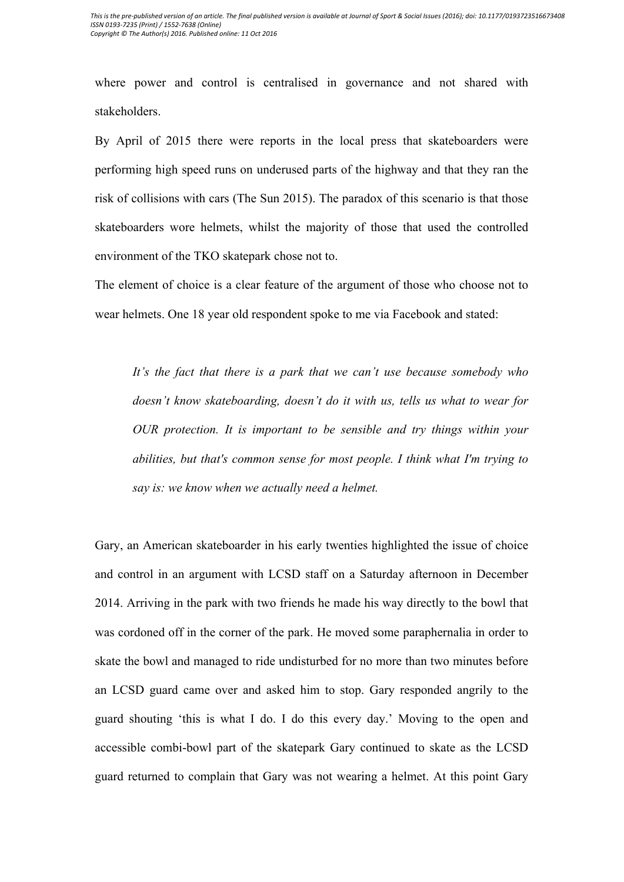where power and control is centralised in governance and not shared with stakeholders.

By April of 2015 there were reports in the local press that skateboarders were performing high speed runs on underused parts of the highway and that they ran the risk of collisions with cars (The Sun 2015). The paradox of this scenario is that those skateboarders wore helmets, whilst the majority of those that used the controlled environment of the TKO skatepark chose not to.

The element of choice is a clear feature of the argument of those who choose not to wear helmets. One 18 year old respondent spoke to me via Facebook and stated:

> *It's the fact that there is a park that we can't use because somebody who doesn't know skateboarding, doesn't do it with us, tells us what to wear for OUR protection. It is important to be sensible and try things within your abilities, but that's common sense for most people. I think what I'm trying to say is: we know when we actually need a helmet.*

Gary, an American skateboarder in his early twenties highlighted the issue of choice and control in an argument with LCSD staff on a Saturday afternoon in December 2014. Arriving in the park with two friends he made his way directly to the bowl that was cordoned off in the corner of the park. He moved some paraphernalia in order to skate the bowl and managed to ride undisturbed for no more than two minutes before an LCSD guard came over and asked him to stop. Gary responded angrily to the guard shouting 'this is what I do. I do this every day.' Moving to the open and accessible combi-bowl part of the skatepark Gary continued to skate as the LCSD guard returned to complain that Gary was not wearing a helmet. At this point Gary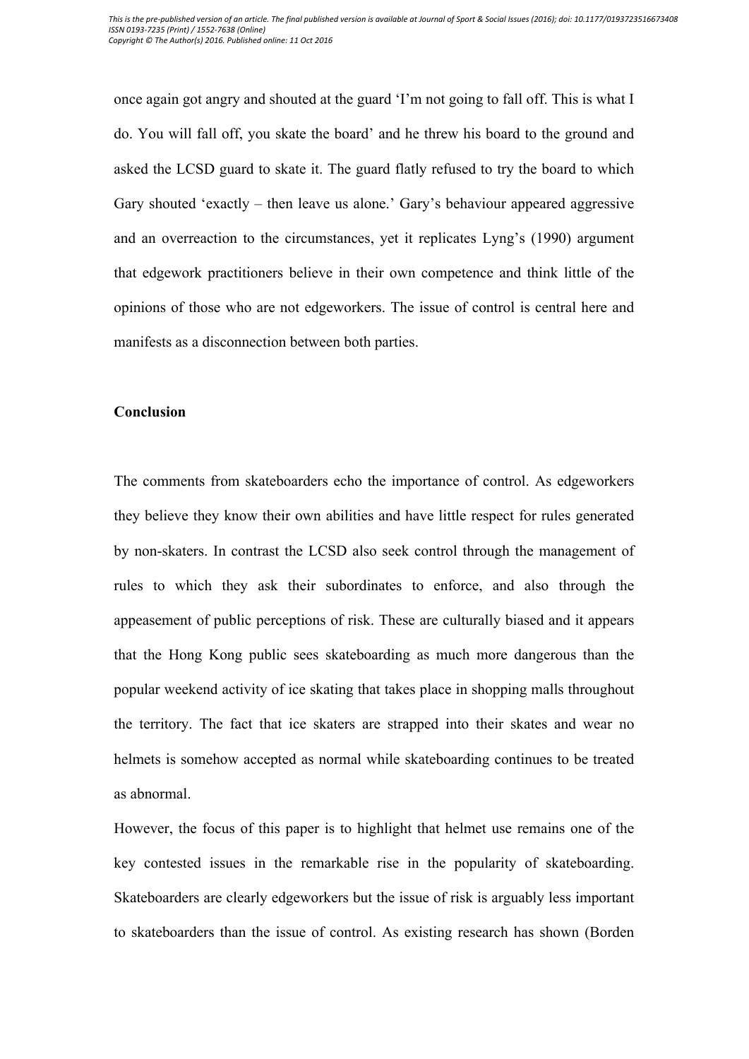once again got angry and shouted at the guard 'I'm not going to fall off. This is what I do. You will fall off, you skate the board' and he threw his board to the ground and asked the LCSD guard to skate it. The guard flatly refused to try the board to which Gary shouted 'exactly – then leave us alone.' Gary's behaviour appeared aggressive and an overreaction to the circumstances, yet it replicates Lyng's (1990) argument that edgework practitioners believe in their own competence and think little of the opinions of those who are not edgeworkers. The issue of control is central here and manifests as a disconnection between both parties.

## Conclusion

The comments from skateboarders echo the importance of control. As edgeworkers they believe they know their own abilities and have little respect for rules generated by non-skaters. In contrast the LCSD also seek control through the management of rules to which they ask their subordinates to enforce, and also through the appeasement of public perceptions of risk. These are culturally biased and it appears that the Hong Kong public sees skateboarding as much more dangerous than the popular weekend activity of ice skating that takes place in shopping malls throughout the territory. The fact that ice skaters are strapped into their skates and wear no helmets is somehow accepted as normal while skateboarding continues to be treated as abnormal.

However, the focus of this paper is to highlight that helmet use remains one of the key contested issues in the remarkable rise in the popularity of skateboarding. Skateboarders are clearly edgeworkers but the issue of risk is arguably less important to skateboarders than the issue of control. As existing research has shown (Borden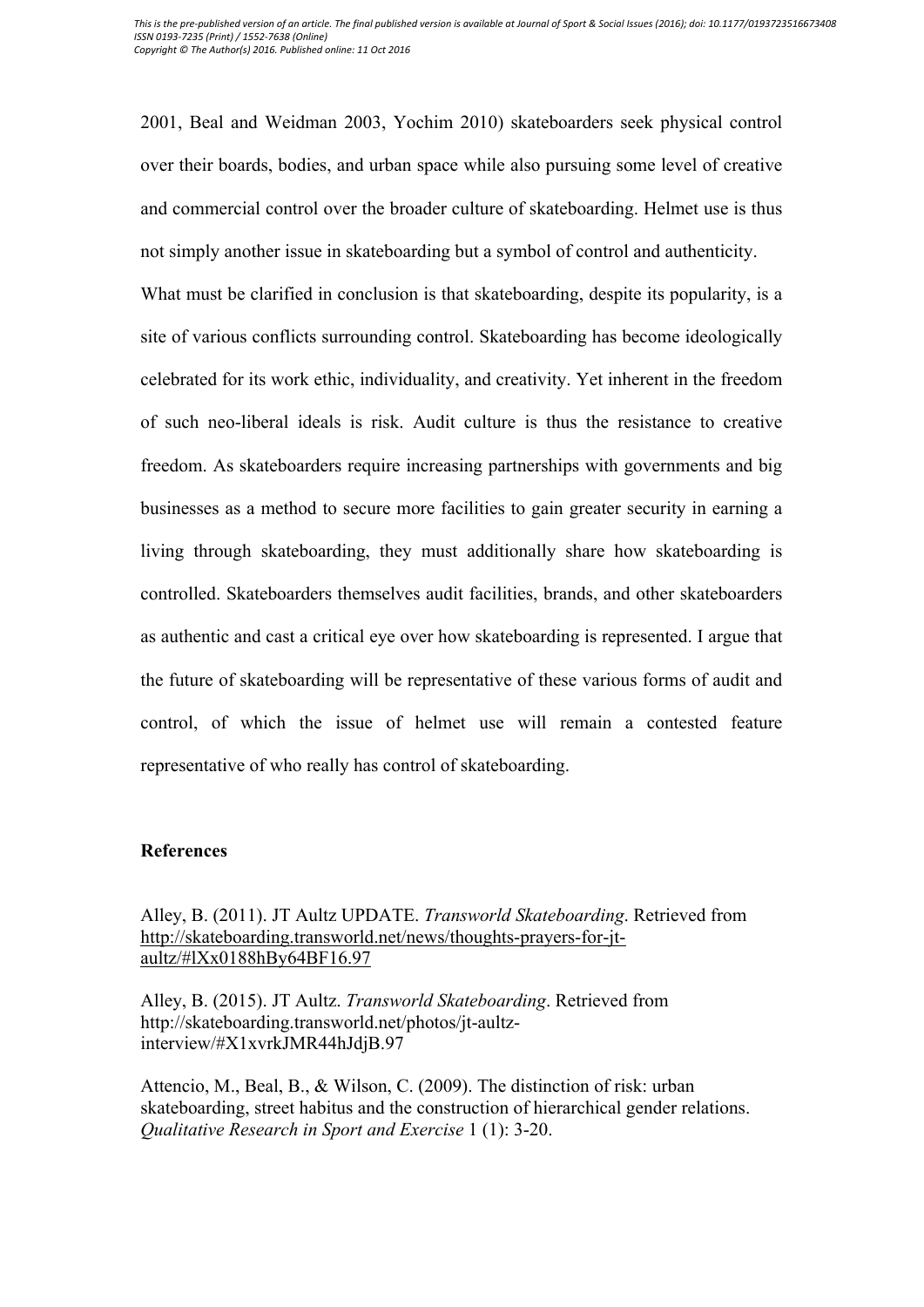2001, Beal and Weidman 2003, Yochim 2010) skateboarders seek physical control over their boards, bodies, and urban space while also pursuing some level of creative and commercial control over the broader culture of skateboarding. Helmet use is thus not simply another issue in skateboarding but a symbol of control and authenticity.

What must be clarified in conclusion is that skateboarding, despite its popularity, is a site of various conflicts surrounding control. Skateboarding has become ideologically celebrated for its work ethic, individuality, and creativity. Yet inherent in the freedom of such neo-liberal ideals is risk. Audit culture is thus the resistance to creative freedom. As skateboarders require increasing partnerships with governments and big businesses as a method to secure more facilities to gain greater security in earning a living through skateboarding, they must additionally share how skateboarding is controlled. Skateboarders themselves audit facilities, brands, and other skateboarders as authentic and cast a critical eye over how skateboarding is represented. I argue that the future of skateboarding will be representative of these various forms of audit and control, of which the issue of helmet use will remain a contested feature representative of who really has control of skateboarding.

## References

Alley, B. (2011). JT Aultz UPDATE. *Transworld Skateboarding*. Retrieved from http://skateboarding.transworld.net/news/thoughts-prayers-for-jt-aultz/#lXx0188hBy64BF16.97

Alley, B. (2015). JT Aultz. *Transworld Skateboarding*. Retrieved from http://skateboarding.transworld.net/photos/jt-aultz-interview/#X1xvrkJMR44hJdjB.97

Attencio, M., Beal, B., & Wilson, C. (2009). The distinction of risk: urban skateboarding, street habitus and the construction of hierarchical gender relations. *Qualitative Research in Sport and Exercise* 1 (1): 3-20.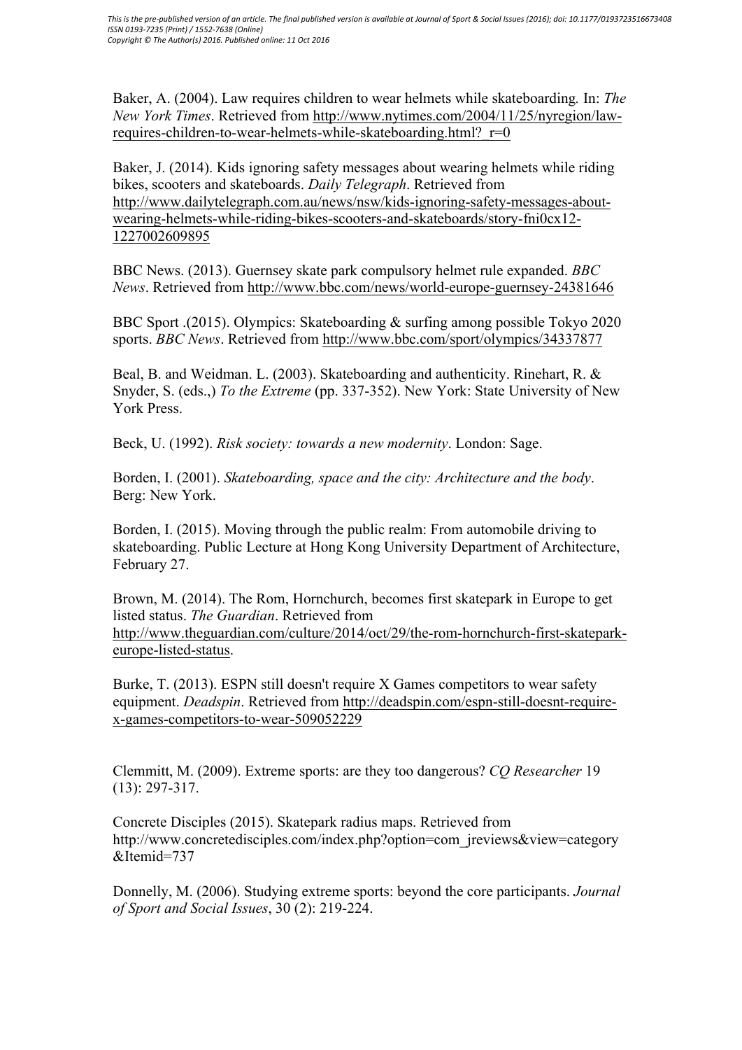Baker, A. (2004). Law requires children to wear helmets while skateboarding. In: *The New York Times*. Retrieved from http://www.nytimes.com/2004/11/25/nyregion/law-requires-children-to-wear-helmets-while-skateboarding.html?_r=0

Baker, J. (2014). Kids ignoring safety messages about wearing helmets while riding bikes, scooters and skateboards. *Daily Telegraph*. Retrieved from http://www.dailytelegraph.com.au/news/nsw/kids-ignoring-safety-messages-about-wearing-helmets-while-riding-bikes-scooters-and-skateboards/story-fni0cx12-1227002609895

BBC News. (2013). Guernsey skate park compulsory helmet rule expanded. *BBC News*. Retrieved from http://www.bbc.com/news/world-europe-guernsey-24381646

BBC Sport .(2015). Olympics: Skateboarding & surfing among possible Tokyo 2020 sports. *BBC News*. Retrieved from http://www.bbc.com/sport/olympics/34337877

Beal, B. and Weidman. L. (2003). Skateboarding and authenticity. Rinehart, R. & Snyder, S. (eds.,) *To the Extreme* (pp. 337-352). New York: State University of New York Press.

Beck, U. (1992). *Risk society: towards a new modernity*. London: Sage.

Borden, I. (2001). *Skateboarding, space and the city: Architecture and the body*. Berg: New York.

Borden, I. (2015). Moving through the public realm: From automobile driving to skateboarding. Public Lecture at Hong Kong University Department of Architecture, February 27.

Brown, M. (2014). The Rom, Hornchurch, becomes first skatepark in Europe to get listed status. *The Guardian*. Retrieved from http://www.theguardian.com/culture/2014/oct/29/the-rom-hornchurch-first-skatepark-europe-listed-status.

Burke, T. (2013). ESPN still doesn't require X Games competitors to wear safety equipment. *Deadspin*. Retrieved from http://deadspin.com/espn-still-doesnt-require-x-games-competitors-to-wear-509052229

Clemmitt, M. (2009). Extreme sports: are they too dangerous? *CQ Researcher* 19 (13): 297-317.

Concrete Disciples (2015). Skatepark radius maps. Retrieved from http://www.concretedisciples.com/index.php?option=com_jreviews&view=category&Itemid=737

Donnelly, M. (2006). Studying extreme sports: beyond the core participants. *Journal of Sport and Social Issues*, 30 (2): 219-224.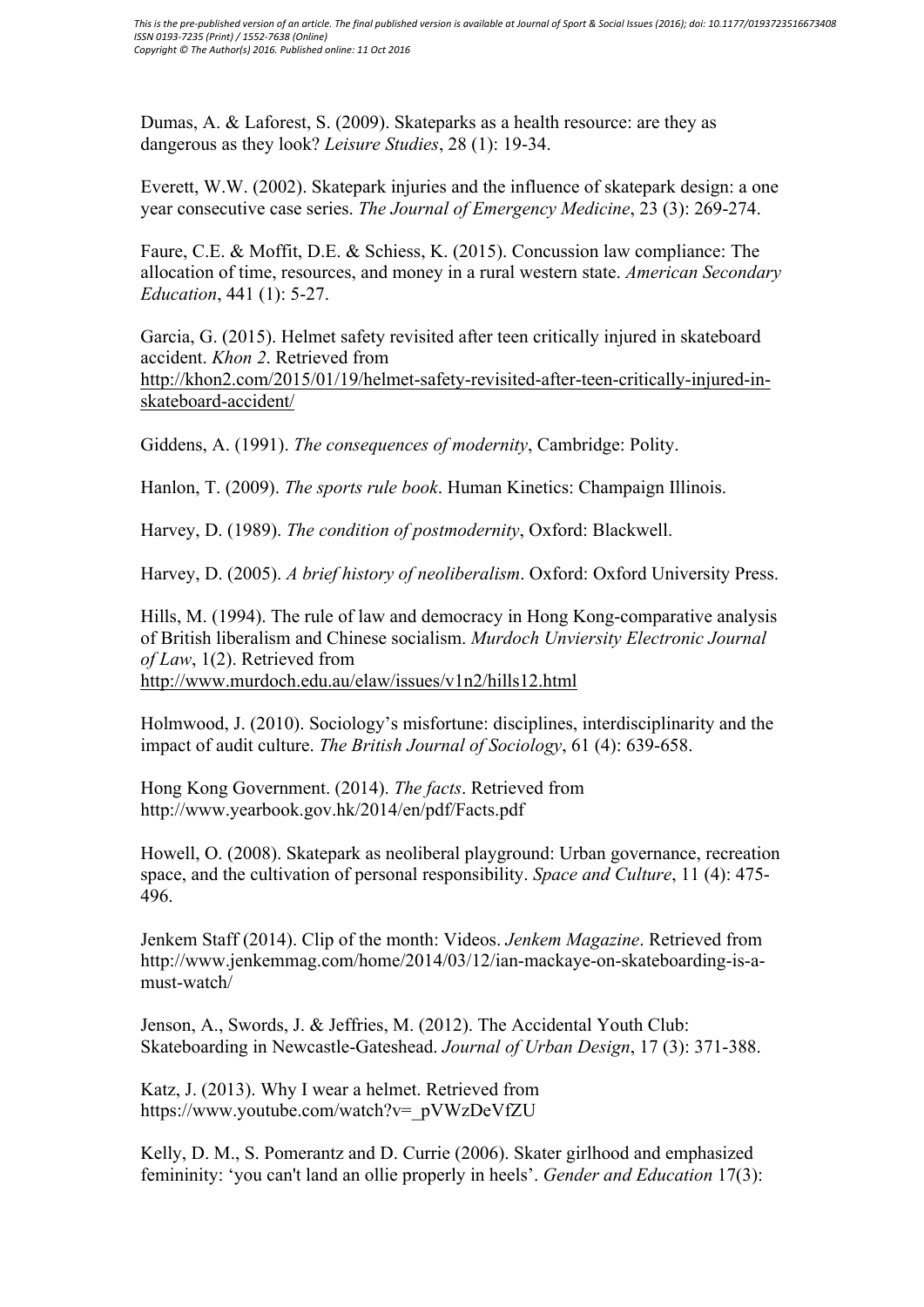Dumas, A. & Laforest, S. (2009). Skateparks as a health resource: are they as dangerous as they look? *Leisure Studies*, 28 (1): 19-34.

Everett, W.W. (2002). Skatepark injuries and the influence of skatepark design: a one year consecutive case series. *The Journal of Emergency Medicine*, 23 (3): 269-274.

Faure, C.E. & Moffit, D.E. & Schiess, K. (2015). Concussion law compliance: The allocation of time, resources, and money in a rural western state. *American Secondary Education*, 441 (1): 5-27.

Garcia, G. (2015). Helmet safety revisited after teen critically injured in skateboard accident. *Khon 2*. Retrieved from http://khon2.com/2015/01/19/helmet-safety-revisited-after-teen-critically-injured-in-skateboard-accident/

Giddens, A. (1991). *The consequences of modernity*, Cambridge: Polity.

Hanlon, T. (2009). *The sports rule book*. Human Kinetics: Champaign Illinois.

Harvey, D. (1989). *The condition of postmodernity*, Oxford: Blackwell.

Harvey, D. (2005). *A brief history of neoliberalism*. Oxford: Oxford University Press.

Hills, M. (1994). The rule of law and democracy in Hong Kong-comparative analysis of British liberalism and Chinese socialism. *Murdoch Unviersity Electronic Journal of Law*, 1(2). Retrieved from http://www.murdoch.edu.au/elaw/issues/v1n2/hills12.html

Holmwood, J. (2010). Sociology's misfortune: disciplines, interdisciplinarity and the impact of audit culture. *The British Journal of Sociology*, 61 (4): 639-658.

Hong Kong Government. (2014). *The facts*. Retrieved from http://www.yearbook.gov.hk/2014/en/pdf/Facts.pdf

Howell, O. (2008). Skatepark as neoliberal playground: Urban governance, recreation space, and the cultivation of personal responsibility. *Space and Culture*, 11 (4): 475-496.

Jenkem Staff (2014). Clip of the month: Videos. *Jenkem Magazine*. Retrieved from http://www.jenkemmag.com/home/2014/03/12/ian-mackaye-on-skateboarding-is-a-must-watch/

Jenson, A., Swords, J. & Jeffries, M. (2012). The Accidental Youth Club: Skateboarding in Newcastle-Gateshead. *Journal of Urban Design*, 17 (3): 371-388.

Katz, J. (2013). Why I wear a helmet. Retrieved from https://www.youtube.com/watch?v=_pVWzDeVfZU

Kelly, D. M., S. Pomerantz and D. Currie (2006). Skater girlhood and emphasized femininity: 'you can't land an ollie properly in heels'. *Gender and Education* 17(3):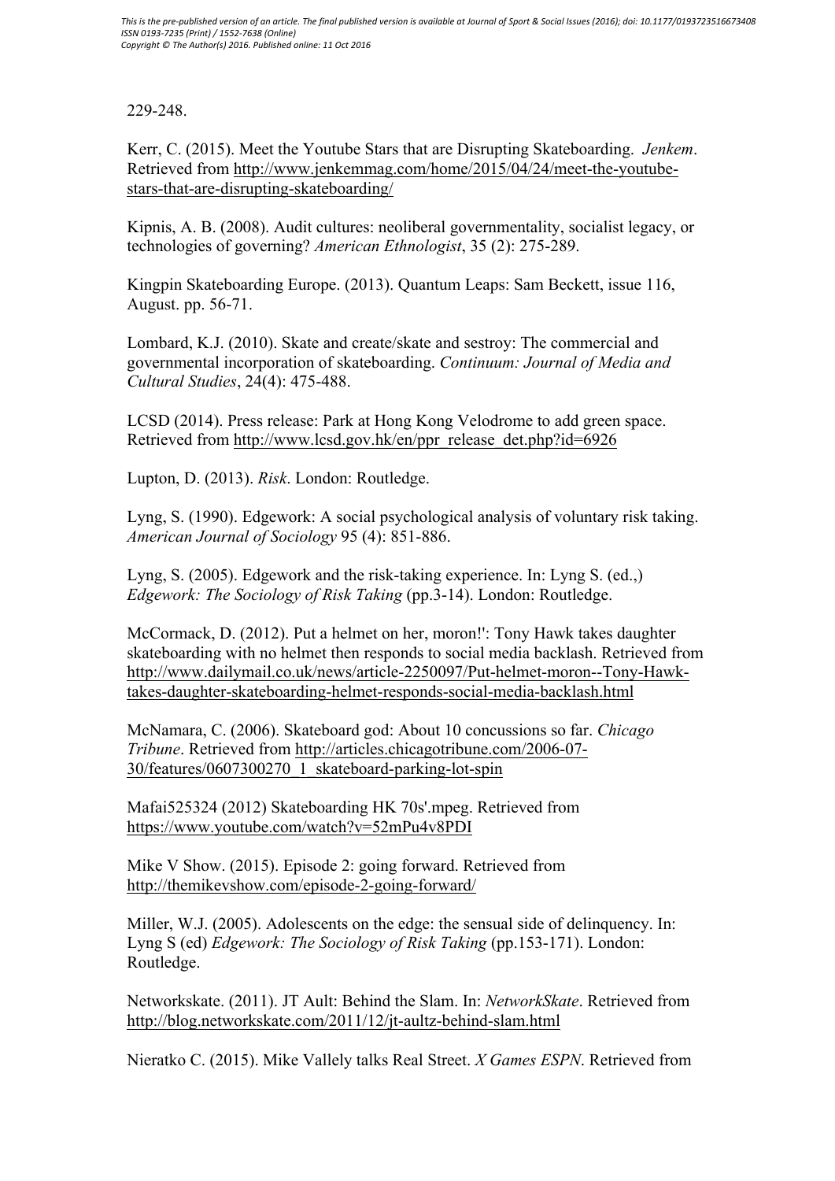229-248.

Kerr, C. (2015). Meet the Youtube Stars that are Disrupting Skateboarding. *Jenkem*. Retrieved from http://www.jenkemmag.com/home/2015/04/24/meet-the-youtube-stars-that-are-disrupting-skateboarding/

Kipnis, A. B. (2008). Audit cultures: neoliberal governmentality, socialist legacy, or technologies of governing? *American Ethnologist*, 35 (2): 275-289.

Kingpin Skateboarding Europe. (2013). Quantum Leaps: Sam Beckett, issue 116, August. pp. 56-71.

Lombard, K.J. (2010). Skate and create/skate and sestroy: The commercial and governmental incorporation of skateboarding. *Continuum: Journal of Media and Cultural Studies*, 24(4): 475-488.

LCSD (2014). Press release: Park at Hong Kong Velodrome to add green space. Retrieved from http://www.lcsd.gov.hk/en/ppr_release_det.php?id=6926

Lupton, D. (2013). *Risk*. London: Routledge.

Lyng, S. (1990). Edgework: A social psychological analysis of voluntary risk taking. *American Journal of Sociology* 95 (4): 851-886.

Lyng, S. (2005). Edgework and the risk-taking experience. In: Lyng S. (ed.,) *Edgework: The Sociology of Risk Taking* (pp.3-14). London: Routledge.

McCormack, D. (2012). Put a helmet on her, moron!': Tony Hawk takes daughter skateboarding with no helmet then responds to social media backlash. Retrieved from http://www.dailymail.co.uk/news/article-2250097/Put-helmet-moron--Tony-Hawk-takes-daughter-skateboarding-helmet-responds-social-media-backlash.html

McNamara, C. (2006). Skateboard god: About 10 concussions so far. *Chicago Tribune*. Retrieved from http://articles.chicagotribune.com/2006-07-30/features/0607300270_1_skateboard-parking-lot-spin

Mafai525324 (2012) Skateboarding HK 70s'.mpeg. Retrieved from https://www.youtube.com/watch?v=52mPu4v8PDI

Mike V Show. (2015). Episode 2: going forward. Retrieved from http://themikevshow.com/episode-2-going-forward/

Miller, W.J. (2005). Adolescents on the edge: the sensual side of delinquency. In: Lyng S (ed) *Edgework: The Sociology of Risk Taking* (pp.153-171). London: Routledge.

Networkskate. (2011). JT Ault: Behind the Slam. In: *NetworkSkate*. Retrieved from http://blog.networkskate.com/2011/12/jt-aultz-behind-slam.html

Nieratko C. (2015). Mike Vallely talks Real Street. *X Games ESPN*. Retrieved from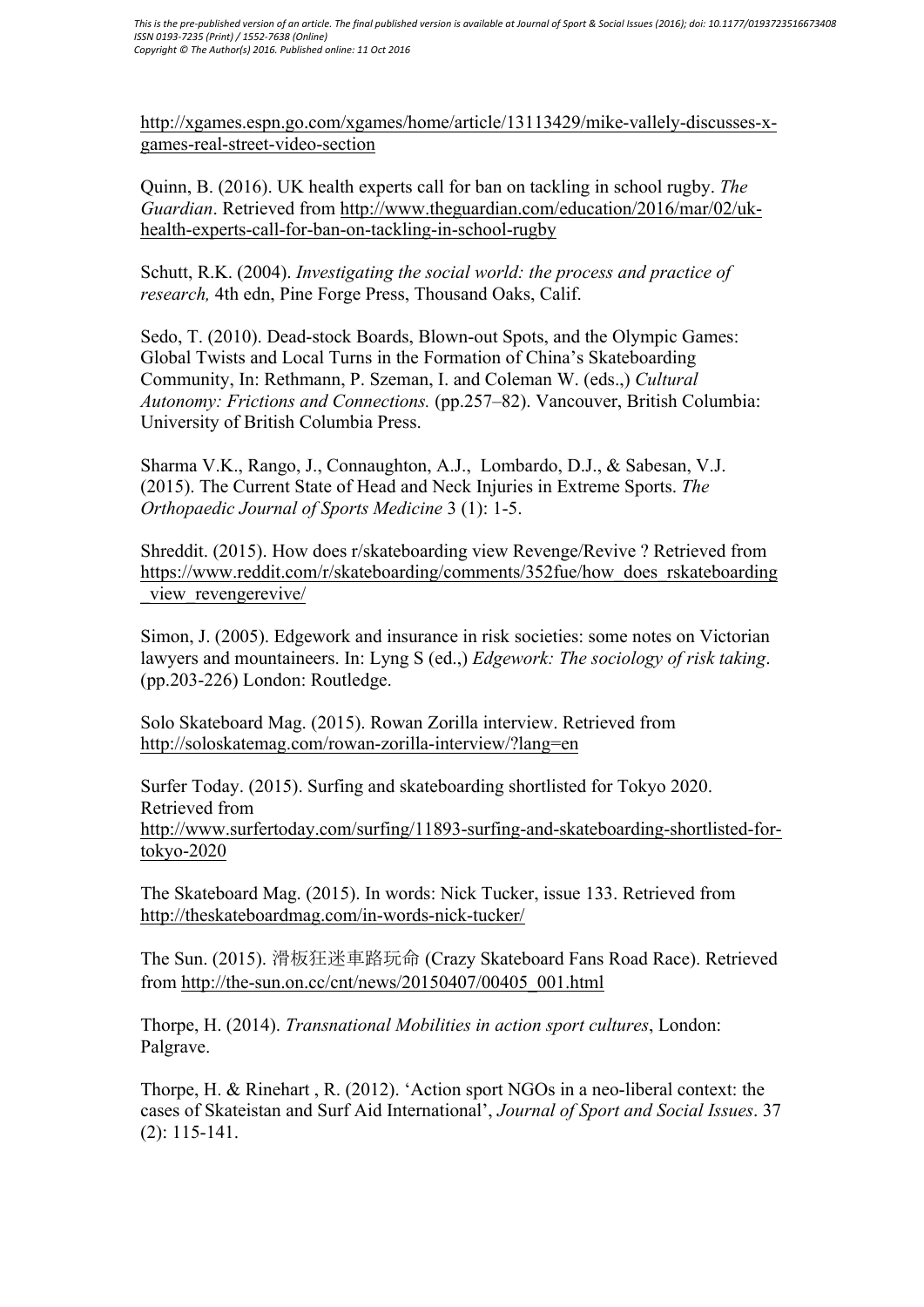http://xgames.espn.go.com/xgames/home/article/13113429/mike-vallely-discusses-x-games-real-street-video-section

Quinn, B. (2016). UK health experts call for ban on tackling in school rugby. *The Guardian*. Retrieved from http://www.theguardian.com/education/2016/mar/02/uk-health-experts-call-for-ban-on-tackling-in-school-rugby

Schutt, R.K. (2004). *Investigating the social world: the process and practice of research,* 4th edn, Pine Forge Press, Thousand Oaks, Calif.

Sedo, T. (2010). Dead-stock Boards, Blown-out Spots, and the Olympic Games: Global Twists and Local Turns in the Formation of China's Skateboarding Community, In: Rethmann, P. Szeman, I. and Coleman W. (eds.,) *Cultural Autonomy: Frictions and Connections.* (pp.257–82). Vancouver, British Columbia: University of British Columbia Press.

Sharma V.K., Rango, J., Connaughton, A.J., Lombardo, D.J., & Sabesan, V.J. (2015). The Current State of Head and Neck Injuries in Extreme Sports. *The Orthopaedic Journal of Sports Medicine* 3 (1): 1-5.

Shreddit. (2015). How does r/skateboarding view Revenge/Revive ? Retrieved from https://www.reddit.com/r/skateboarding/comments/352fue/how_does_rskateboarding_view_revengerevive/

Simon, J. (2005). Edgework and insurance in risk societies: some notes on Victorian lawyers and mountaineers. In: Lyng S (ed.,) *Edgework: The sociology of risk taking*. (pp.203-226) London: Routledge.

Solo Skateboard Mag. (2015). Rowan Zorilla interview. Retrieved from http://soloskatemag.com/rowan-zorilla-interview/?lang=en

Surfer Today. (2015). Surfing and skateboarding shortlisted for Tokyo 2020. Retrieved from http://www.surfertoday.com/surfing/11893-surfing-and-skateboarding-shortlisted-for-tokyo-2020

The Skateboard Mag. (2015). In words: Nick Tucker, issue 133. Retrieved from http://theskateboardmag.com/in-words-nick-tucker/

The Sun. (2015). 滑板狂迷車路玩命 (Crazy Skateboard Fans Road Race). Retrieved from http://the-sun.on.cc/cnt/news/20150407/00405_001.html

Thorpe, H. (2014). *Transnational Mobilities in action sport cultures*, London: Palgrave.

Thorpe, H. & Rinehart , R. (2012). 'Action sport NGOs in a neo-liberal context: the cases of Skateistan and Surf Aid International', *Journal of Sport and Social Issues*. 37 (2): 115-141.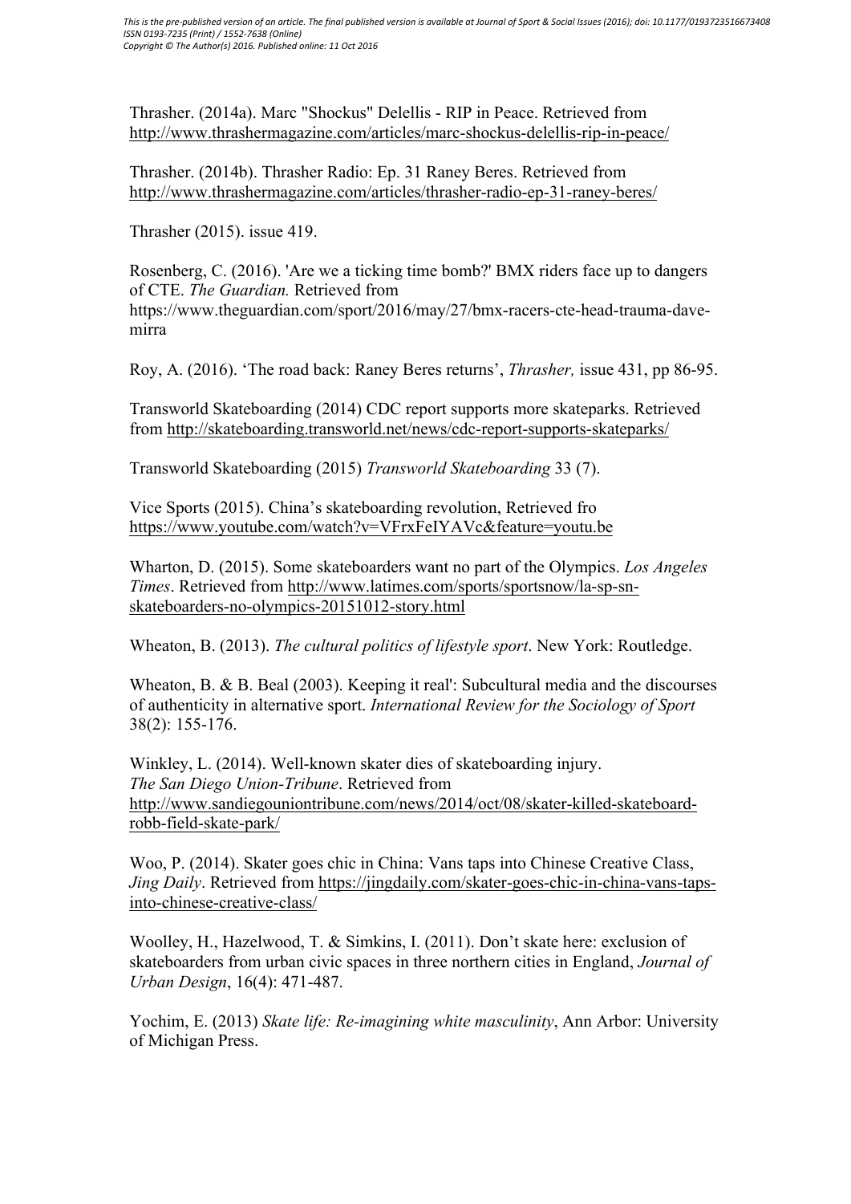Thrasher. (2014a). Marc "Shockus" Delellis - RIP in Peace. Retrieved from http://www.thrashermagazine.com/articles/marc-shockus-delellis-rip-in-peace/

Thrasher. (2014b). Thrasher Radio: Ep. 31 Raney Beres. Retrieved from http://www.thrashermagazine.com/articles/thrasher-radio-ep-31-raney-beres/

Thrasher (2015). issue 419.

Rosenberg, C. (2016). 'Are we a ticking time bomb?' BMX riders face up to dangers of CTE. *The Guardian.* Retrieved from https://www.theguardian.com/sport/2016/may/27/bmx-racers-cte-head-trauma-dave-mirra

Roy, A. (2016). 'The road back: Raney Beres returns', *Thrasher,* issue 431, pp 86-95.

Transworld Skateboarding (2014) CDC report supports more skateparks. Retrieved from http://skateboarding.transworld.net/news/cdc-report-supports-skateparks/

Transworld Skateboarding (2015) *Transworld Skateboarding* 33 (7).

Vice Sports (2015). China's skateboarding revolution, Retrieved fro https://www.youtube.com/watch?v=VFrxFeIYAVc&feature=youtu.be

Wharton, D. (2015). Some skateboarders want no part of the Olympics. *Los Angeles Times*. Retrieved from http://www.latimes.com/sports/sportsnow/la-sp-sn-skateboarders-no-olympics-20151012-story.html

Wheaton, B. (2013). *The cultural politics of lifestyle sport*. New York: Routledge.

Wheaton, B. & B. Beal (2003). Keeping it real': Subcultural media and the discourses of authenticity in alternative sport. *International Review for the Sociology of Sport* 38(2): 155-176.

Winkley, L. (2014). Well-known skater dies of skateboarding injury. *The San Diego Union-Tribune*. Retrieved from http://www.sandiegouniontribune.com/news/2014/oct/08/skater-killed-skateboard-robb-field-skate-park/

Woo, P. (2014). Skater goes chic in China: Vans taps into Chinese Creative Class, *Jing Daily*. Retrieved from https://jingdaily.com/skater-goes-chic-in-china-vans-taps-into-chinese-creative-class/

Woolley, H., Hazelwood, T. & Simkins, I. (2011). Don't skate here: exclusion of skateboarders from urban civic spaces in three northern cities in England, *Journal of Urban Design*, 16(4): 471-487.

Yochim, E. (2013) *Skate life: Re-imagining white masculinity*, Ann Arbor: University of Michigan Press.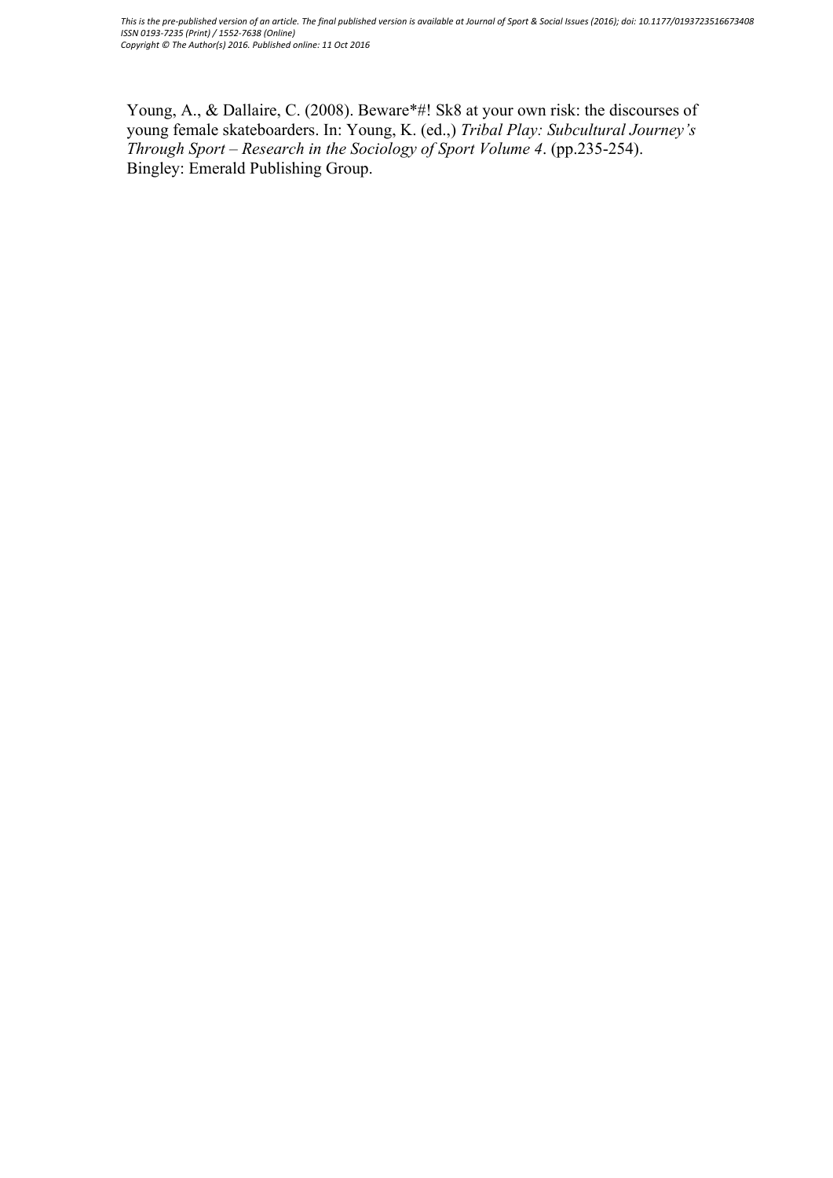Young, A., & Dallaire, C. (2008). Beware*#! Sk8 at your own risk: the discourses of young female skateboarders. In: Young, K. (ed.,) *Tribal Play: Subcultural Journey's Through Sport – Research in the Sociology of Sport Volume 4*. (pp.235-254). Bingley: Emerald Publishing Group.